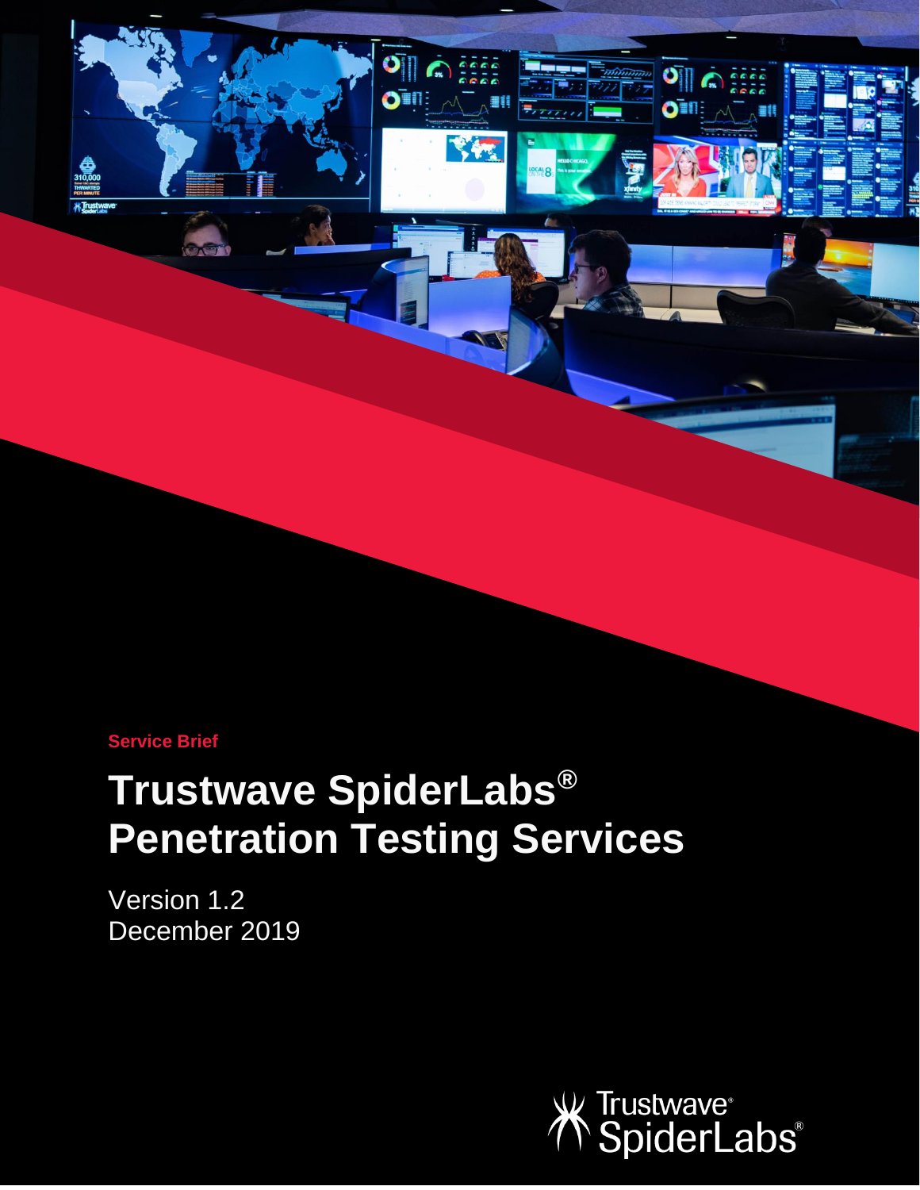Service Brief

# Trustwave SpiderLabs® Penetration Testing Services

Version 1.2
December 2019

Trustwave®
SpiderLabs®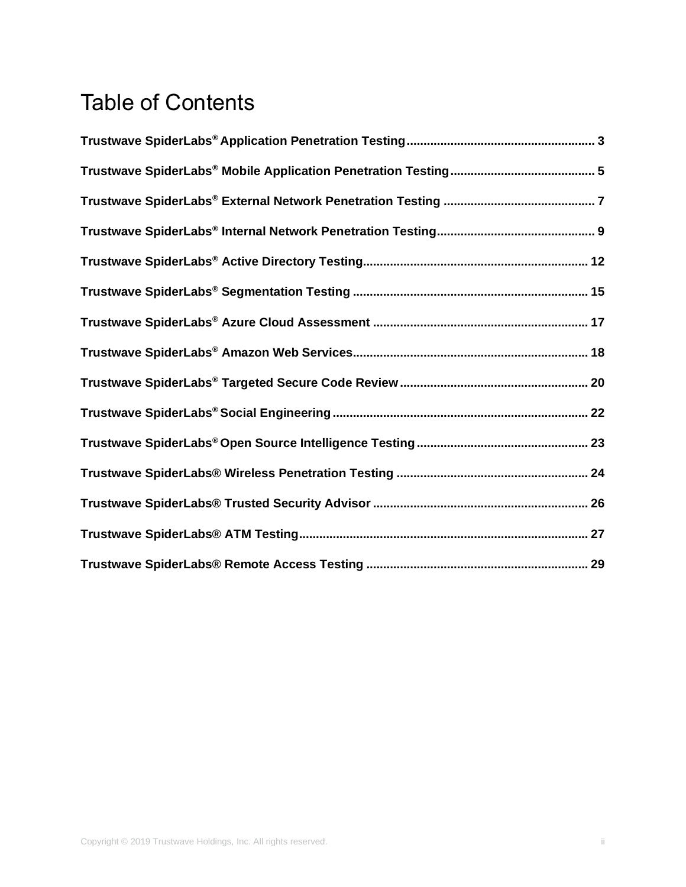# Table of Contents

**Trustwave SpiderLabs® Application Penetration Testing ........................................................ 3**

**Trustwave SpiderLabs® Mobile Application Penetration Testing ........................................... 5**

**Trustwave SpiderLabs® External Network Penetration Testing ............................................ 7**

**Trustwave SpiderLabs® Internal Network Penetration Testing.............................................. 9**

**Trustwave SpiderLabs® Active Directory Testing.................................................................. 12**

**Trustwave SpiderLabs® Segmentation Testing ..................................................................... 15**

**Trustwave SpiderLabs® Azure Cloud Assessment ............................................................... 17**

**Trustwave SpiderLabs® Amazon Web Services..................................................................... 18**

**Trustwave SpiderLabs® Targeted Secure Code Review ....................................................... 20**

**Trustwave SpiderLabs® Social Engineering ........................................................................... 22**

**Trustwave SpiderLabs® Open Source Intelligence Testing .................................................. 23**

**Trustwave SpiderLabs® Wireless Penetration Testing ......................................................... 24**

**Trustwave SpiderLabs® Trusted Security Advisor ............................................................... 26**

**Trustwave SpiderLabs® ATM Testing...................................................................................... 27**

**Trustwave SpiderLabs® Remote Access Testing .................................................................. 29**

Copyright © 2019 Trustwave Holdings, Inc. All rights reserved.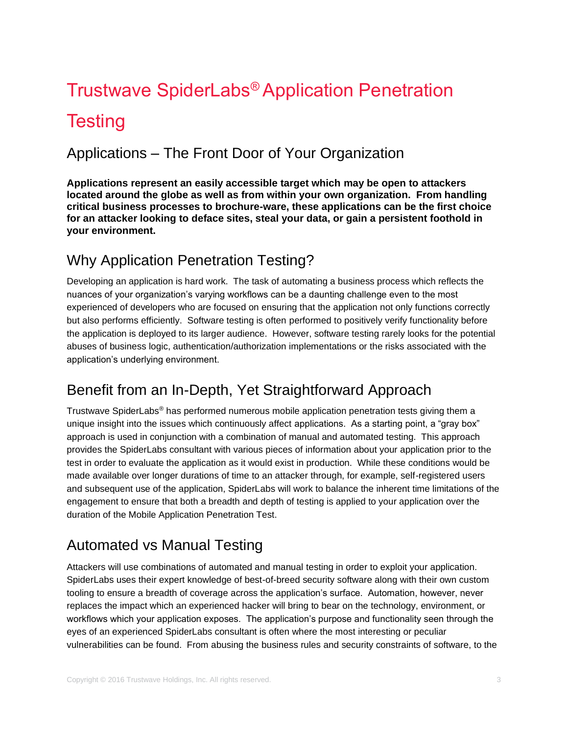# Trustwave SpiderLabs® Application Penetration Testing

## Applications – The Front Door of Your Organization

**Applications represent an easily accessible target which may be open to attackers located around the globe as well as from within your own organization. From handling critical business processes to brochure-ware, these applications can be the first choice for an attacker looking to deface sites, steal your data, or gain a persistent foothold in your environment.**

## Why Application Penetration Testing?

Developing an application is hard work. The task of automating a business process which reflects the nuances of your organization's varying workflows can be a daunting challenge even to the most experienced of developers who are focused on ensuring that the application not only functions correctly but also performs efficiently. Software testing is often performed to positively verify functionality before the application is deployed to its larger audience. However, software testing rarely looks for the potential abuses of business logic, authentication/authorization implementations or the risks associated with the application's underlying environment.

## Benefit from an In-Depth, Yet Straightforward Approach

Trustwave SpiderLabs® has performed numerous mobile application penetration tests giving them a unique insight into the issues which continuously affect applications. As a starting point, a "gray box" approach is used in conjunction with a combination of manual and automated testing. This approach provides the SpiderLabs consultant with various pieces of information about your application prior to the test in order to evaluate the application as it would exist in production. While these conditions would be made available over longer durations of time to an attacker through, for example, self-registered users and subsequent use of the application, SpiderLabs will work to balance the inherent time limitations of the engagement to ensure that both a breadth and depth of testing is applied to your application over the duration of the Mobile Application Penetration Test.

## Automated vs Manual Testing

Attackers will use combinations of automated and manual testing in order to exploit your application. SpiderLabs uses their expert knowledge of best-of-breed security software along with their own custom tooling to ensure a breadth of coverage across the application's surface. Automation, however, never replaces the impact which an experienced hacker will bring to bear on the technology, environment, or workflows which your application exposes. The application's purpose and functionality seen through the eyes of an experienced SpiderLabs consultant is often where the most interesting or peculiar vulnerabilities can be found. From abusing the business rules and security constraints of software, to the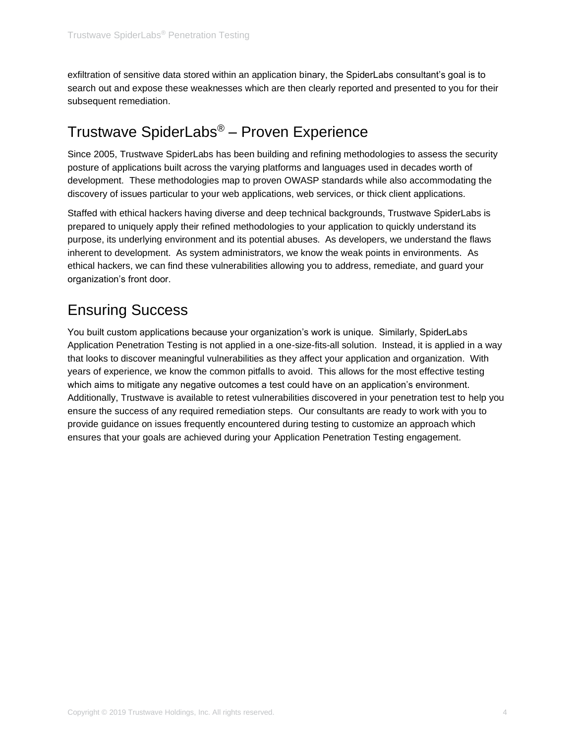exfiltration of sensitive data stored within an application binary, the SpiderLabs consultant's goal is to search out and expose these weaknesses which are then clearly reported and presented to you for their subsequent remediation.

## Trustwave SpiderLabs® – Proven Experience

Since 2005, Trustwave SpiderLabs has been building and refining methodologies to assess the security posture of applications built across the varying platforms and languages used in decades worth of development. These methodologies map to proven OWASP standards while also accommodating the discovery of issues particular to your web applications, web services, or thick client applications.

Staffed with ethical hackers having diverse and deep technical backgrounds, Trustwave SpiderLabs is prepared to uniquely apply their refined methodologies to your application to quickly understand its purpose, its underlying environment and its potential abuses. As developers, we understand the flaws inherent to development. As system administrators, we know the weak points in environments. As ethical hackers, we can find these vulnerabilities allowing you to address, remediate, and guard your organization's front door.

## Ensuring Success

You built custom applications because your organization's work is unique. Similarly, SpiderLabs Application Penetration Testing is not applied in a one-size-fits-all solution. Instead, it is applied in a way that looks to discover meaningful vulnerabilities as they affect your application and organization. With years of experience, we know the common pitfalls to avoid. This allows for the most effective testing which aims to mitigate any negative outcomes a test could have on an application's environment. Additionally, Trustwave is available to retest vulnerabilities discovered in your penetration test to help you ensure the success of any required remediation steps. Our consultants are ready to work with you to provide guidance on issues frequently encountered during testing to customize an approach which ensures that your goals are achieved during your Application Penetration Testing engagement.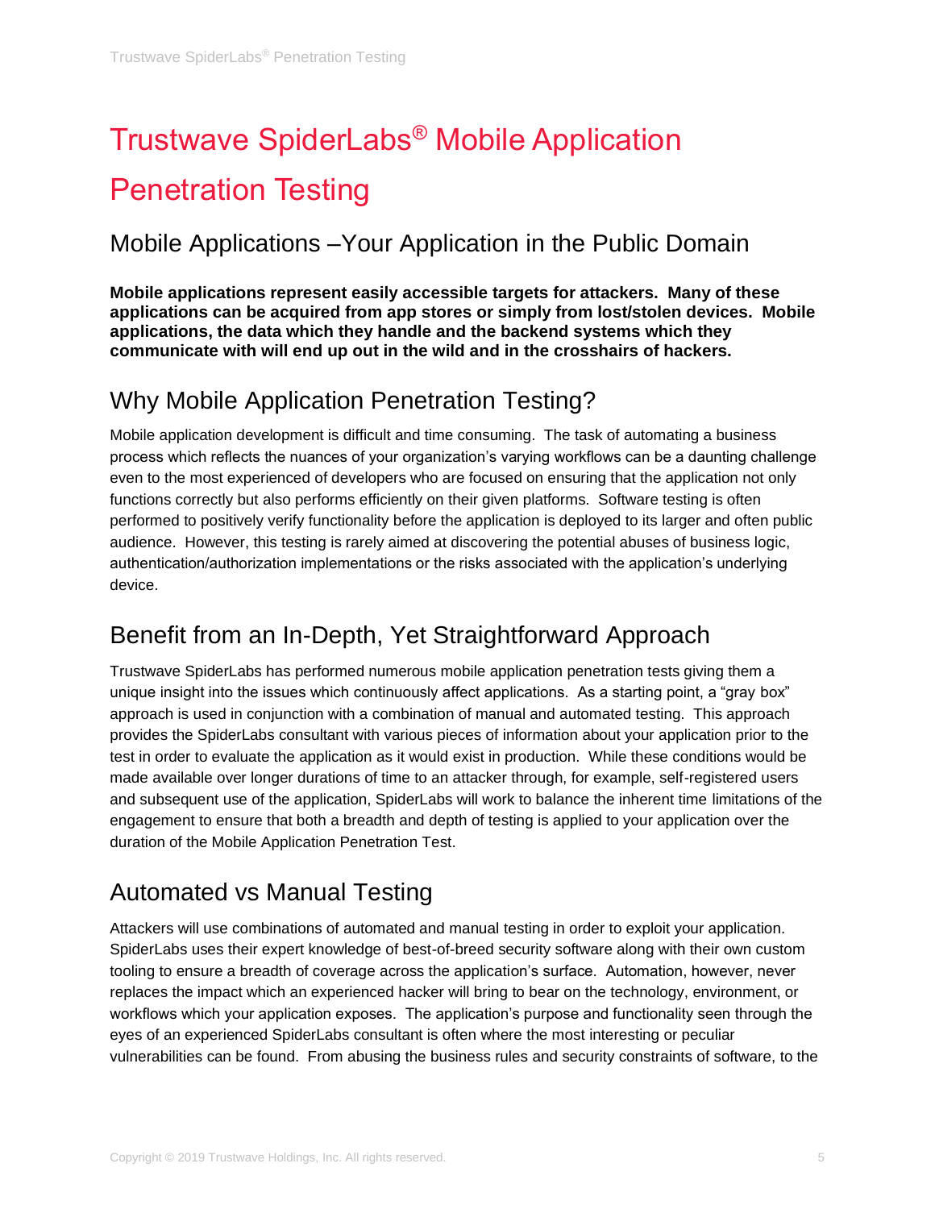# Trustwave SpiderLabs® Mobile Application Penetration Testing

## Mobile Applications –Your Application in the Public Domain

**Mobile applications represent easily accessible targets for attackers. Many of these applications can be acquired from app stores or simply from lost/stolen devices. Mobile applications, the data which they handle and the backend systems which they communicate with will end up out in the wild and in the crosshairs of hackers.**

## Why Mobile Application Penetration Testing?

Mobile application development is difficult and time consuming. The task of automating a business process which reflects the nuances of your organization's varying workflows can be a daunting challenge even to the most experienced of developers who are focused on ensuring that the application not only functions correctly but also performs efficiently on their given platforms. Software testing is often performed to positively verify functionality before the application is deployed to its larger and often public audience. However, this testing is rarely aimed at discovering the potential abuses of business logic, authentication/authorization implementations or the risks associated with the application's underlying device.

## Benefit from an In-Depth, Yet Straightforward Approach

Trustwave SpiderLabs has performed numerous mobile application penetration tests giving them a unique insight into the issues which continuously affect applications. As a starting point, a "gray box" approach is used in conjunction with a combination of manual and automated testing. This approach provides the SpiderLabs consultant with various pieces of information about your application prior to the test in order to evaluate the application as it would exist in production. While these conditions would be made available over longer durations of time to an attacker through, for example, self-registered users and subsequent use of the application, SpiderLabs will work to balance the inherent time limitations of the engagement to ensure that both a breadth and depth of testing is applied to your application over the duration of the Mobile Application Penetration Test.

## Automated vs Manual Testing

Attackers will use combinations of automated and manual testing in order to exploit your application. SpiderLabs uses their expert knowledge of best-of-breed security software along with their own custom tooling to ensure a breadth of coverage across the application's surface. Automation, however, never replaces the impact which an experienced hacker will bring to bear on the technology, environment, or workflows which your application exposes. The application's purpose and functionality seen through the eyes of an experienced SpiderLabs consultant is often where the most interesting or peculiar vulnerabilities can be found. From abusing the business rules and security constraints of software, to the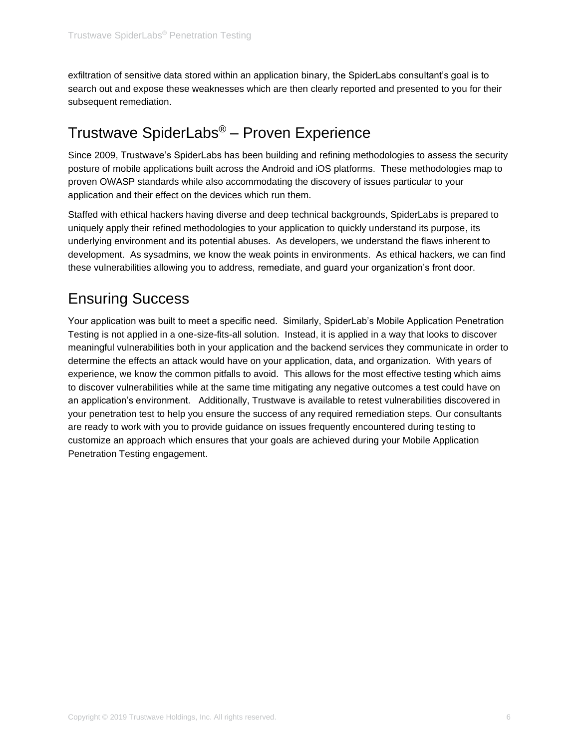exfiltration of sensitive data stored within an application binary, the SpiderLabs consultant's goal is to search out and expose these weaknesses which are then clearly reported and presented to you for their subsequent remediation.

## Trustwave SpiderLabs® – Proven Experience

Since 2009, Trustwave's SpiderLabs has been building and refining methodologies to assess the security posture of mobile applications built across the Android and iOS platforms. These methodologies map to proven OWASP standards while also accommodating the discovery of issues particular to your application and their effect on the devices which run them.

Staffed with ethical hackers having diverse and deep technical backgrounds, SpiderLabs is prepared to uniquely apply their refined methodologies to your application to quickly understand its purpose, its underlying environment and its potential abuses. As developers, we understand the flaws inherent to development. As sysadmins, we know the weak points in environments. As ethical hackers, we can find these vulnerabilities allowing you to address, remediate, and guard your organization's front door.

## Ensuring Success

Your application was built to meet a specific need. Similarly, SpiderLab's Mobile Application Penetration Testing is not applied in a one-size-fits-all solution. Instead, it is applied in a way that looks to discover meaningful vulnerabilities both in your application and the backend services they communicate in order to determine the effects an attack would have on your application, data, and organization. With years of experience, we know the common pitfalls to avoid. This allows for the most effective testing which aims to discover vulnerabilities while at the same time mitigating any negative outcomes a test could have on an application's environment. Additionally, Trustwave is available to retest vulnerabilities discovered in your penetration test to help you ensure the success of any required remediation steps. Our consultants are ready to work with you to provide guidance on issues frequently encountered during testing to customize an approach which ensures that your goals are achieved during your Mobile Application Penetration Testing engagement.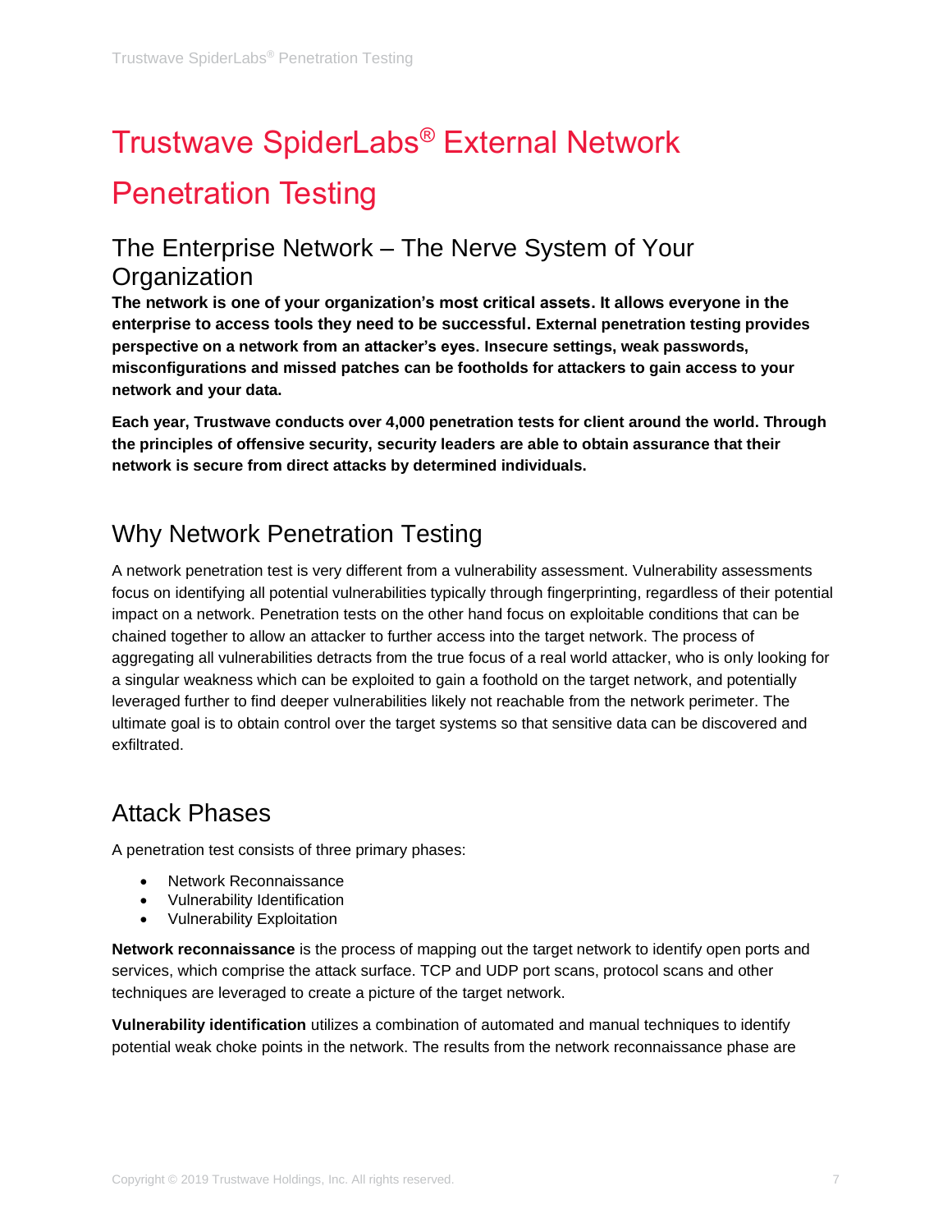# Trustwave SpiderLabs® External Network Penetration Testing

## The Enterprise Network – The Nerve System of Your Organization

**The network is one of your organization's most critical assets. It allows everyone in the enterprise to access tools they need to be successful. External penetration testing provides perspective on a network from an attacker's eyes. Insecure settings, weak passwords, misconfigurations and missed patches can be footholds for attackers to gain access to your network and your data.**

**Each year, Trustwave conducts over 4,000 penetration tests for client around the world. Through the principles of offensive security, security leaders are able to obtain assurance that their network is secure from direct attacks by determined individuals.**

## Why Network Penetration Testing

A network penetration test is very different from a vulnerability assessment. Vulnerability assessments focus on identifying all potential vulnerabilities typically through fingerprinting, regardless of their potential impact on a network. Penetration tests on the other hand focus on exploitable conditions that can be chained together to allow an attacker to further access into the target network. The process of aggregating all vulnerabilities detracts from the true focus of a real world attacker, who is only looking for a singular weakness which can be exploited to gain a foothold on the target network, and potentially leveraged further to find deeper vulnerabilities likely not reachable from the network perimeter. The ultimate goal is to obtain control over the target systems so that sensitive data can be discovered and exfiltrated.

## Attack Phases

A penetration test consists of three primary phases:

- Network Reconnaissance
- Vulnerability Identification
- Vulnerability Exploitation

**Network reconnaissance** is the process of mapping out the target network to identify open ports and services, which comprise the attack surface. TCP and UDP port scans, protocol scans and other techniques are leveraged to create a picture of the target network.

**Vulnerability identification** utilizes a combination of automated and manual techniques to identify potential weak choke points in the network. The results from the network reconnaissance phase are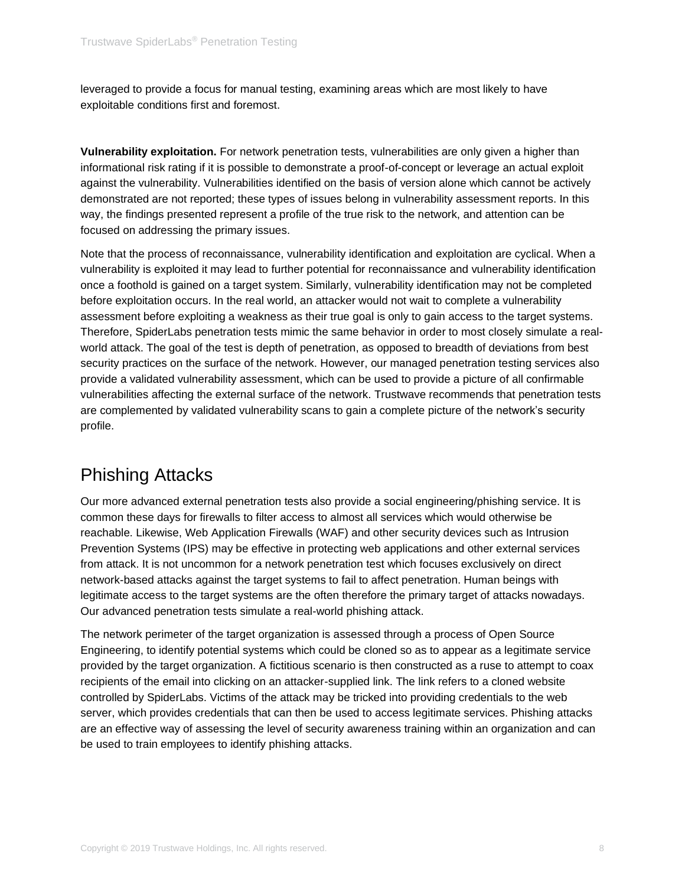leveraged to provide a focus for manual testing, examining areas which are most likely to have exploitable conditions first and foremost.

**Vulnerability exploitation.** For network penetration tests, vulnerabilities are only given a higher than informational risk rating if it is possible to demonstrate a proof-of-concept or leverage an actual exploit against the vulnerability. Vulnerabilities identified on the basis of version alone which cannot be actively demonstrated are not reported; these types of issues belong in vulnerability assessment reports. In this way, the findings presented represent a profile of the true risk to the network, and attention can be focused on addressing the primary issues.

Note that the process of reconnaissance, vulnerability identification and exploitation are cyclical. When a vulnerability is exploited it may lead to further potential for reconnaissance and vulnerability identification once a foothold is gained on a target system. Similarly, vulnerability identification may not be completed before exploitation occurs. In the real world, an attacker would not wait to complete a vulnerability assessment before exploiting a weakness as their true goal is only to gain access to the target systems. Therefore, SpiderLabs penetration tests mimic the same behavior in order to most closely simulate a real-world attack. The goal of the test is depth of penetration, as opposed to breadth of deviations from best security practices on the surface of the network. However, our managed penetration testing services also provide a validated vulnerability assessment, which can be used to provide a picture of all confirmable vulnerabilities affecting the external surface of the network. Trustwave recommends that penetration tests are complemented by validated vulnerability scans to gain a complete picture of the network's security profile.

# Phishing Attacks

Our more advanced external penetration tests also provide a social engineering/phishing service. It is common these days for firewalls to filter access to almost all services which would otherwise be reachable. Likewise, Web Application Firewalls (WAF) and other security devices such as Intrusion Prevention Systems (IPS) may be effective in protecting web applications and other external services from attack. It is not uncommon for a network penetration test which focuses exclusively on direct network-based attacks against the target systems to fail to affect penetration. Human beings with legitimate access to the target systems are the often therefore the primary target of attacks nowadays. Our advanced penetration tests simulate a real-world phishing attack.

The network perimeter of the target organization is assessed through a process of Open Source Engineering, to identify potential systems which could be cloned so as to appear as a legitimate service provided by the target organization. A fictitious scenario is then constructed as a ruse to attempt to coax recipients of the email into clicking on an attacker-supplied link. The link refers to a cloned website controlled by SpiderLabs. Victims of the attack may be tricked into providing credentials to the web server, which provides credentials that can then be used to access legitimate services. Phishing attacks are an effective way of assessing the level of security awareness training within an organization and can be used to train employees to identify phishing attacks.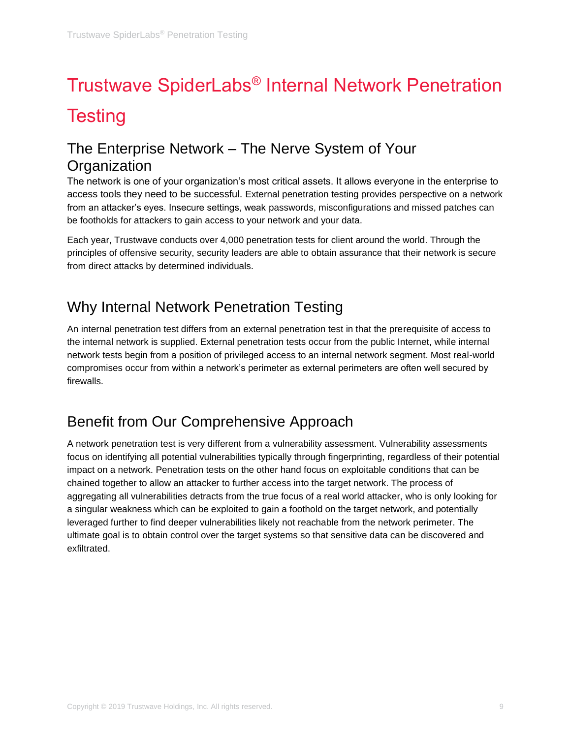# Trustwave SpiderLabs® Internal Network Penetration Testing

## The Enterprise Network – The Nerve System of Your Organization

The network is one of your organization's most critical assets. It allows everyone in the enterprise to access tools they need to be successful. External penetration testing provides perspective on a network from an attacker's eyes. Insecure settings, weak passwords, misconfigurations and missed patches can be footholds for attackers to gain access to your network and your data.

Each year, Trustwave conducts over 4,000 penetration tests for client around the world. Through the principles of offensive security, security leaders are able to obtain assurance that their network is secure from direct attacks by determined individuals.

## Why Internal Network Penetration Testing

An internal penetration test differs from an external penetration test in that the prerequisite of access to the internal network is supplied. External penetration tests occur from the public Internet, while internal network tests begin from a position of privileged access to an internal network segment. Most real-world compromises occur from within a network's perimeter as external perimeters are often well secured by firewalls.

## Benefit from Our Comprehensive Approach

A network penetration test is very different from a vulnerability assessment. Vulnerability assessments focus on identifying all potential vulnerabilities typically through fingerprinting, regardless of their potential impact on a network. Penetration tests on the other hand focus on exploitable conditions that can be chained together to allow an attacker to further access into the target network. The process of aggregating all vulnerabilities detracts from the true focus of a real world attacker, who is only looking for a singular weakness which can be exploited to gain a foothold on the target network, and potentially leveraged further to find deeper vulnerabilities likely not reachable from the network perimeter. The ultimate goal is to obtain control over the target systems so that sensitive data can be discovered and exfiltrated.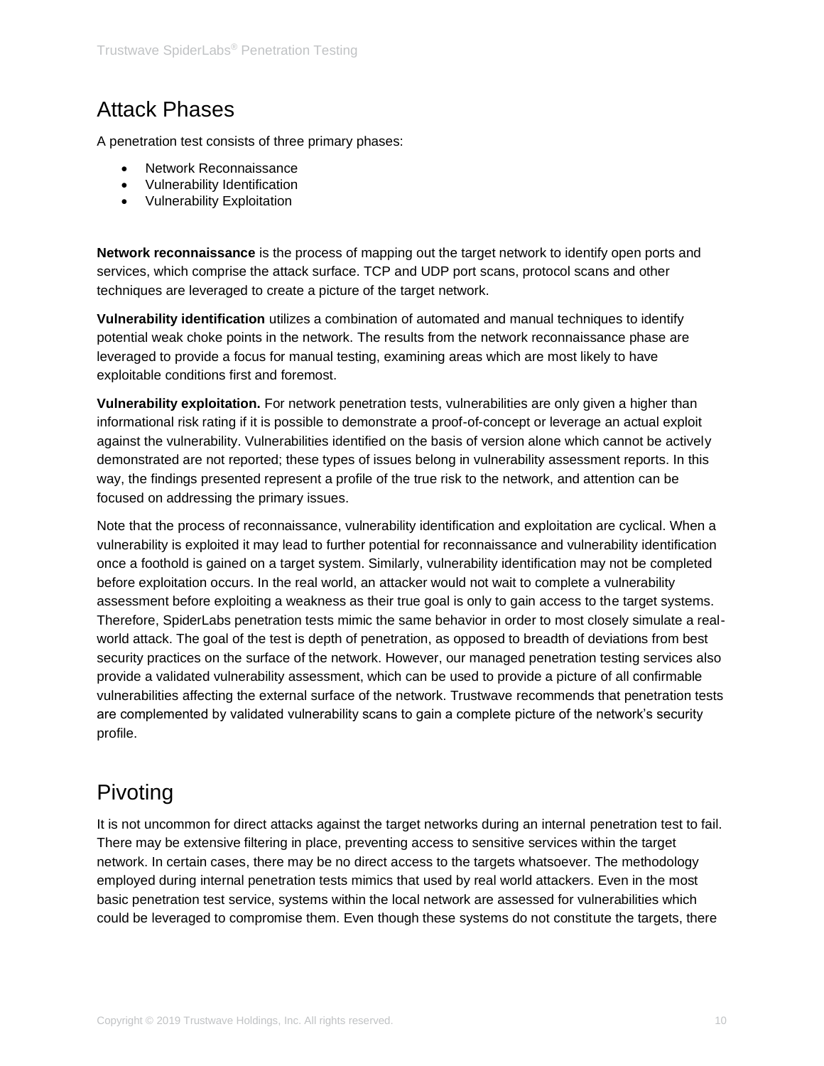## Attack Phases

A penetration test consists of three primary phases:

- Network Reconnaissance
- Vulnerability Identification
- Vulnerability Exploitation

**Network reconnaissance** is the process of mapping out the target network to identify open ports and services, which comprise the attack surface. TCP and UDP port scans, protocol scans and other techniques are leveraged to create a picture of the target network.

**Vulnerability identification** utilizes a combination of automated and manual techniques to identify potential weak choke points in the network. The results from the network reconnaissance phase are leveraged to provide a focus for manual testing, examining areas which are most likely to have exploitable conditions first and foremost.

**Vulnerability exploitation.** For network penetration tests, vulnerabilities are only given a higher than informational risk rating if it is possible to demonstrate a proof-of-concept or leverage an actual exploit against the vulnerability. Vulnerabilities identified on the basis of version alone which cannot be actively demonstrated are not reported; these types of issues belong in vulnerability assessment reports. In this way, the findings presented represent a profile of the true risk to the network, and attention can be focused on addressing the primary issues.

Note that the process of reconnaissance, vulnerability identification and exploitation are cyclical. When a vulnerability is exploited it may lead to further potential for reconnaissance and vulnerability identification once a foothold is gained on a target system. Similarly, vulnerability identification may not be completed before exploitation occurs. In the real world, an attacker would not wait to complete a vulnerability assessment before exploiting a weakness as their true goal is only to gain access to the target systems. Therefore, SpiderLabs penetration tests mimic the same behavior in order to most closely simulate a real-world attack. The goal of the test is depth of penetration, as opposed to breadth of deviations from best security practices on the surface of the network. However, our managed penetration testing services also provide a validated vulnerability assessment, which can be used to provide a picture of all confirmable vulnerabilities affecting the external surface of the network. Trustwave recommends that penetration tests are complemented by validated vulnerability scans to gain a complete picture of the network's security profile.

## Pivoting

It is not uncommon for direct attacks against the target networks during an internal penetration test to fail. There may be extensive filtering in place, preventing access to sensitive services within the target network. In certain cases, there may be no direct access to the targets whatsoever. The methodology employed during internal penetration tests mimics that used by real world attackers. Even in the most basic penetration test service, systems within the local network are assessed for vulnerabilities which could be leveraged to compromise them. Even though these systems do not constitute the targets, there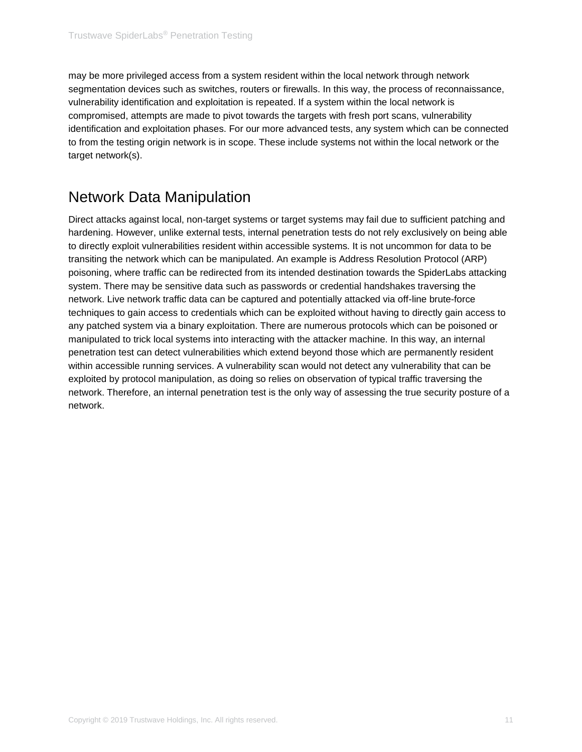may be more privileged access from a system resident within the local network through network segmentation devices such as switches, routers or firewalls. In this way, the process of reconnaissance, vulnerability identification and exploitation is repeated. If a system within the local network is compromised, attempts are made to pivot towards the targets with fresh port scans, vulnerability identification and exploitation phases. For our more advanced tests, any system which can be connected to from the testing origin network is in scope. These include systems not within the local network or the target network(s).

## Network Data Manipulation

Direct attacks against local, non-target systems or target systems may fail due to sufficient patching and hardening. However, unlike external tests, internal penetration tests do not rely exclusively on being able to directly exploit vulnerabilities resident within accessible systems. It is not uncommon for data to be transiting the network which can be manipulated. An example is Address Resolution Protocol (ARP) poisoning, where traffic can be redirected from its intended destination towards the SpiderLabs attacking system. There may be sensitive data such as passwords or credential handshakes traversing the network. Live network traffic data can be captured and potentially attacked via off-line brute-force techniques to gain access to credentials which can be exploited without having to directly gain access to any patched system via a binary exploitation. There are numerous protocols which can be poisoned or manipulated to trick local systems into interacting with the attacker machine. In this way, an internal penetration test can detect vulnerabilities which extend beyond those which are permanently resident within accessible running services. A vulnerability scan would not detect any vulnerability that can be exploited by protocol manipulation, as doing so relies on observation of typical traffic traversing the network. Therefore, an internal penetration test is the only way of assessing the true security posture of a network.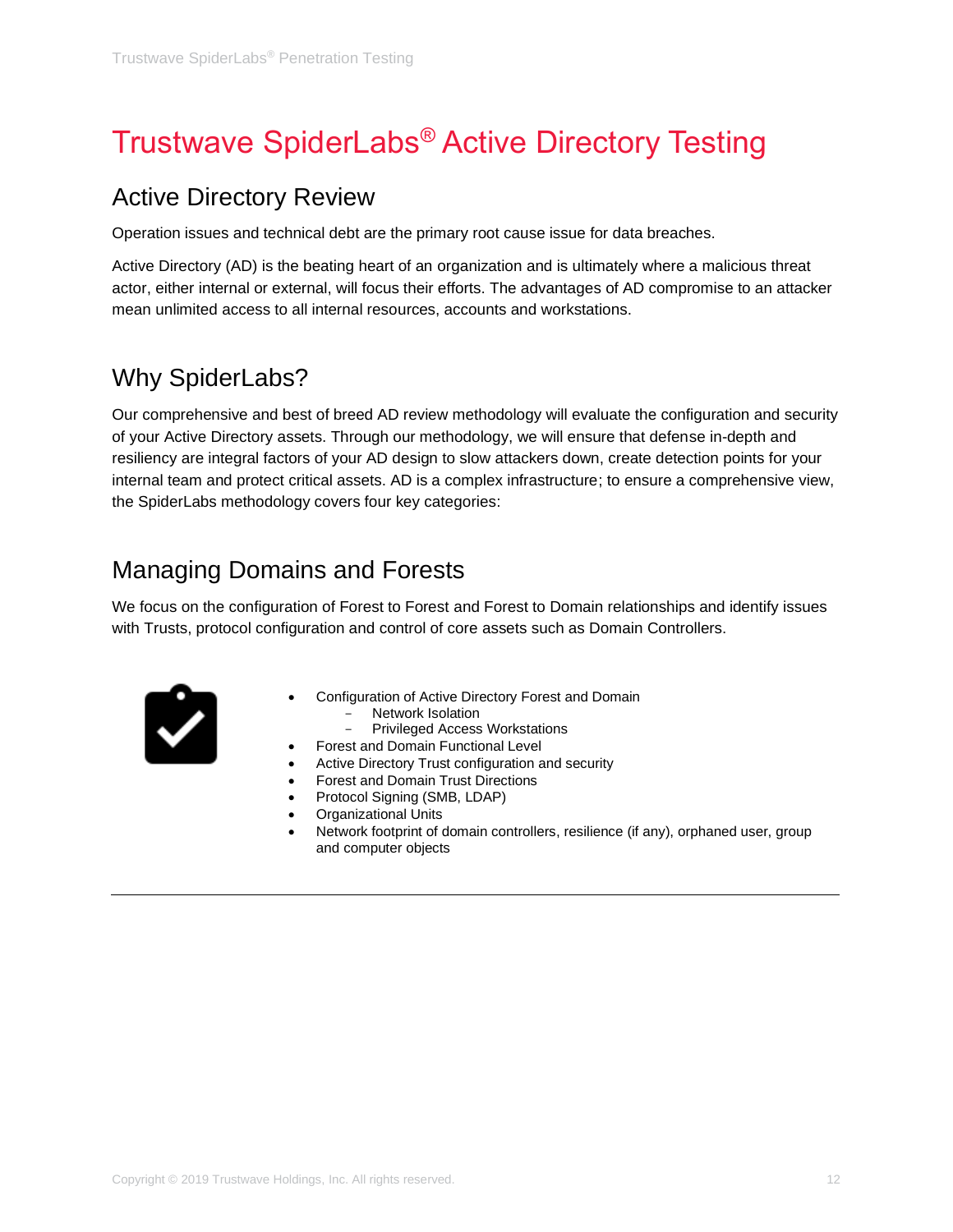# Trustwave SpiderLabs® Active Directory Testing

## Active Directory Review

Operation issues and technical debt are the primary root cause issue for data breaches.

Active Directory (AD) is the beating heart of an organization and is ultimately where a malicious threat actor, either internal or external, will focus their efforts. The advantages of AD compromise to an attacker mean unlimited access to all internal resources, accounts and workstations.

## Why SpiderLabs?

Our comprehensive and best of breed AD review methodology will evaluate the configuration and security of your Active Directory assets. Through our methodology, we will ensure that defense in-depth and resiliency are integral factors of your AD design to slow attackers down, create detection points for your internal team and protect critical assets. AD is a complex infrastructure; to ensure a comprehensive view, the SpiderLabs methodology covers four key categories:

## Managing Domains and Forests

We focus on the configuration of Forest to Forest and Forest to Domain relationships and identify issues with Trusts, protocol configuration and control of core assets such as Domain Controllers.

- Configuration of Active Directory Forest and Domain
  - Network Isolation
  - Privileged Access Workstations
- Forest and Domain Functional Level
- Active Directory Trust configuration and security
- Forest and Domain Trust Directions
- Protocol Signing (SMB, LDAP)
- Organizational Units
- Network footprint of domain controllers, resilience (if any), orphaned user, group and computer objects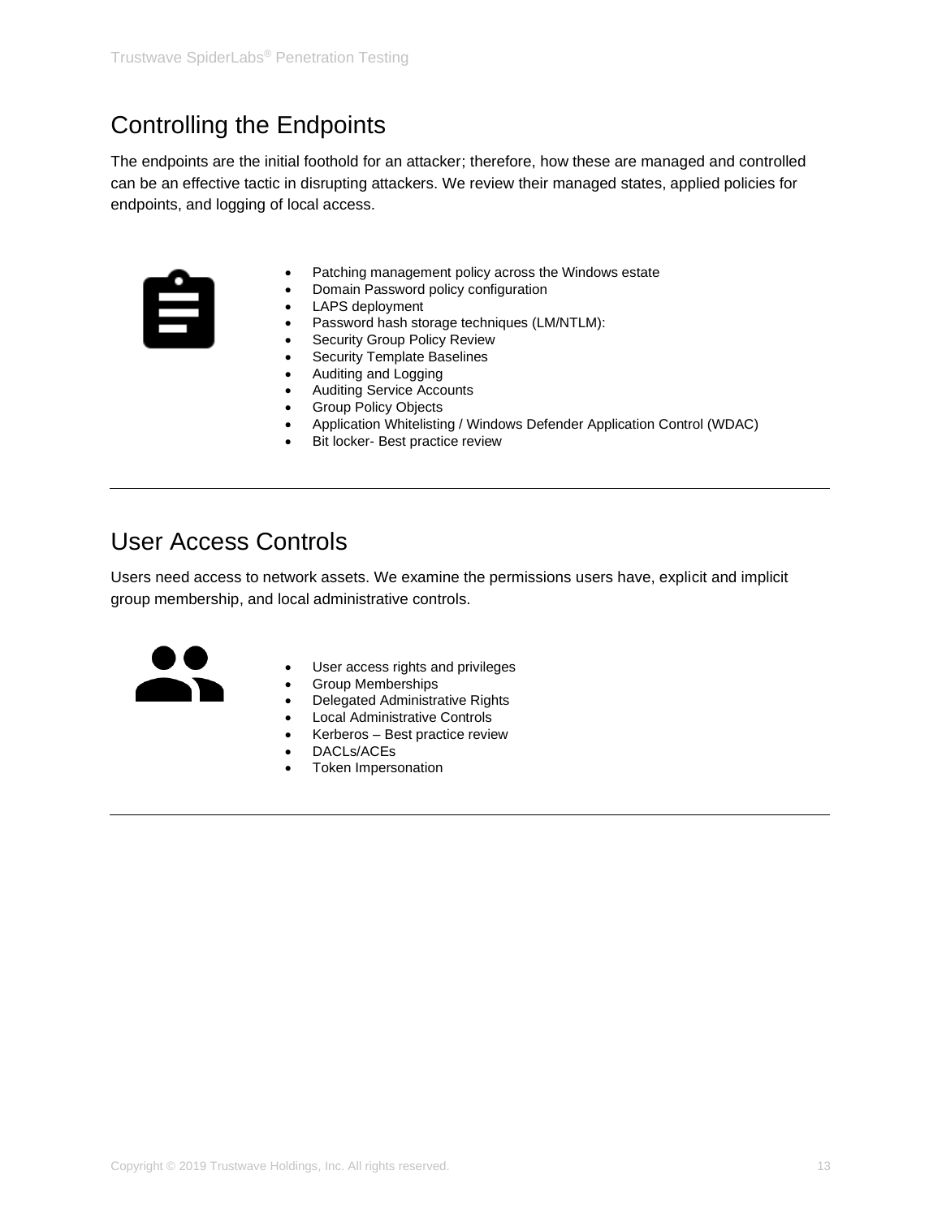## Controlling the Endpoints

The endpoints are the initial foothold for an attacker; therefore, how these are managed and controlled can be an effective tactic in disrupting attackers. We review their managed states, applied policies for endpoints, and logging of local access.

- Patching management policy across the Windows estate
- Domain Password policy configuration
- LAPS deployment
- Password hash storage techniques (LM/NTLM):
- Security Group Policy Review
- Security Template Baselines
- Auditing and Logging
- Auditing Service Accounts
- Group Policy Objects
- Application Whitelisting / Windows Defender Application Control (WDAC)
- Bit locker- Best practice review

---

## User Access Controls

Users need access to network assets. We examine the permissions users have, explicit and implicit group membership, and local administrative controls.

- User access rights and privileges
- Group Memberships
- Delegated Administrative Rights
- Local Administrative Controls
- Kerberos – Best practice review
- DACLs/ACEs
- Token Impersonation

---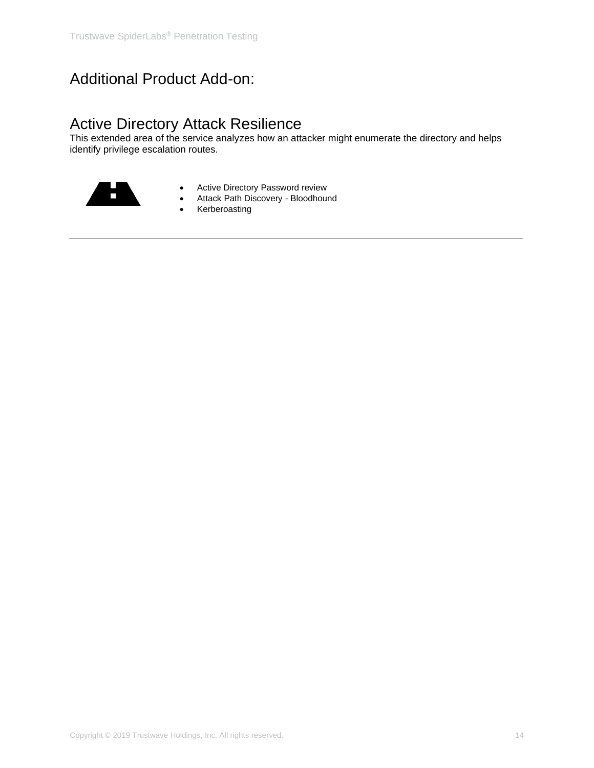# Additional Product Add-on:

## Active Directory Attack Resilience

This extended area of the service analyzes how an attacker might enumerate the directory and helps identify privilege escalation routes.

- Active Directory Password review
- Attack Path Discovery - Bloodhound
- Kerberoasting

---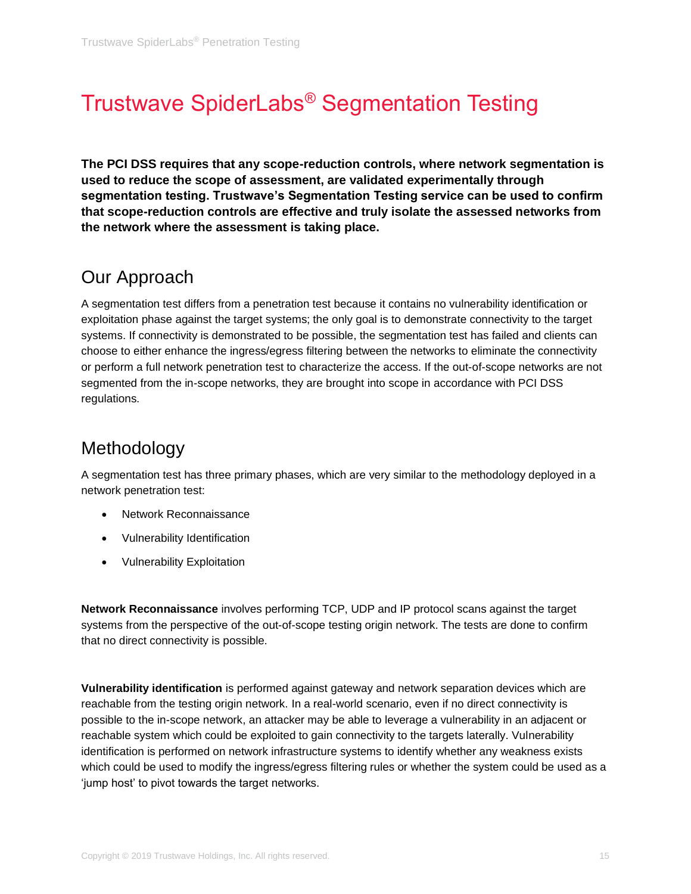# Trustwave SpiderLabs® Segmentation Testing

**The PCI DSS requires that any scope-reduction controls, where network segmentation is used to reduce the scope of assessment, are validated experimentally through segmentation testing. Trustwave's Segmentation Testing service can be used to confirm that scope-reduction controls are effective and truly isolate the assessed networks from the network where the assessment is taking place.**

## Our Approach

A segmentation test differs from a penetration test because it contains no vulnerability identification or exploitation phase against the target systems; the only goal is to demonstrate connectivity to the target systems. If connectivity is demonstrated to be possible, the segmentation test has failed and clients can choose to either enhance the ingress/egress filtering between the networks to eliminate the connectivity or perform a full network penetration test to characterize the access. If the out-of-scope networks are not segmented from the in-scope networks, they are brought into scope in accordance with PCI DSS regulations.

## Methodology

A segmentation test has three primary phases, which are very similar to the methodology deployed in a network penetration test:

- Network Reconnaissance
- Vulnerability Identification
- Vulnerability Exploitation

**Network Reconnaissance** involves performing TCP, UDP and IP protocol scans against the target systems from the perspective of the out-of-scope testing origin network. The tests are done to confirm that no direct connectivity is possible.

**Vulnerability identification** is performed against gateway and network separation devices which are reachable from the testing origin network. In a real-world scenario, even if no direct connectivity is possible to the in-scope network, an attacker may be able to leverage a vulnerability in an adjacent or reachable system which could be exploited to gain connectivity to the targets laterally. Vulnerability identification is performed on network infrastructure systems to identify whether any weakness exists which could be used to modify the ingress/egress filtering rules or whether the system could be used as a 'jump host' to pivot towards the target networks.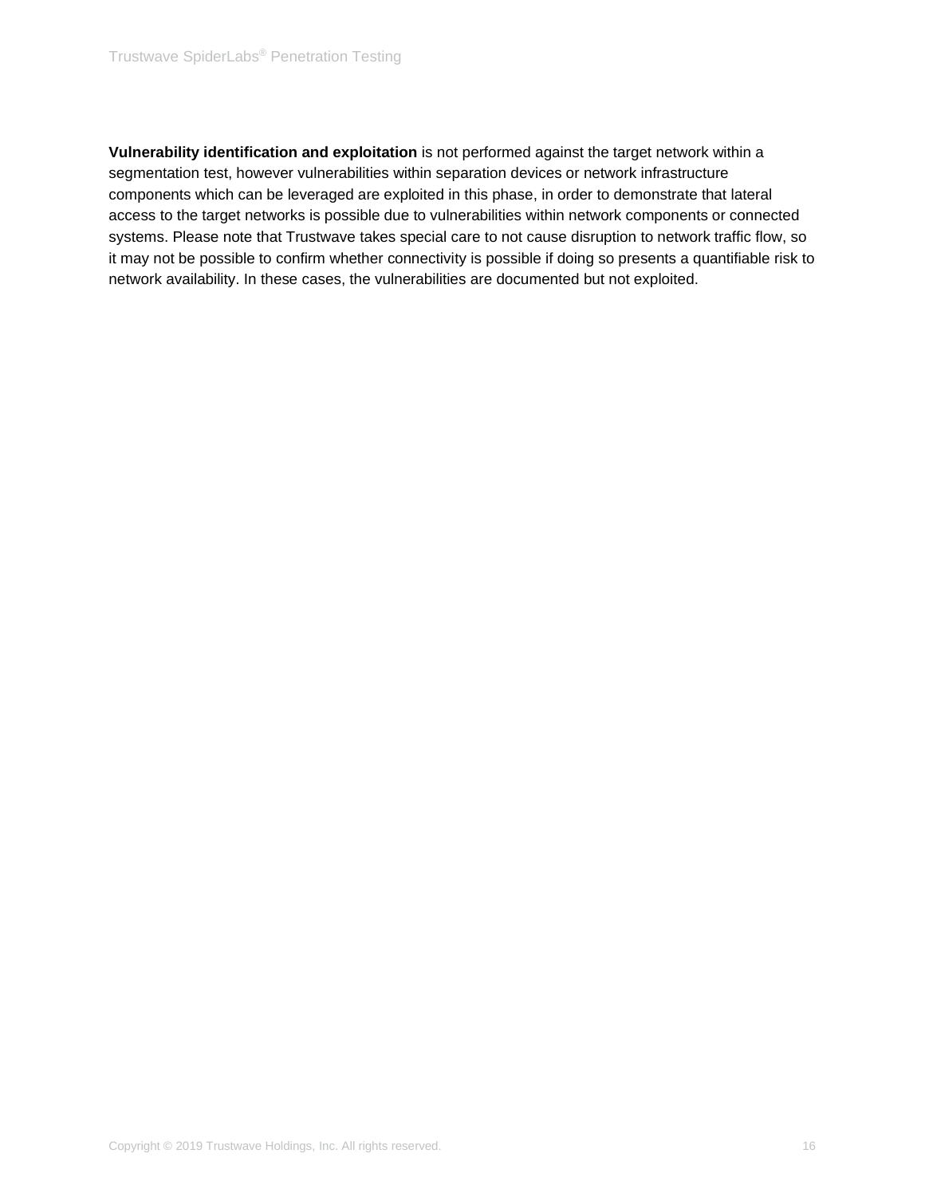**Vulnerability identification and exploitation** is not performed against the target network within a segmentation test, however vulnerabilities within separation devices or network infrastructure components which can be leveraged are exploited in this phase, in order to demonstrate that lateral access to the target networks is possible due to vulnerabilities within network components or connected systems. Please note that Trustwave takes special care to not cause disruption to network traffic flow, so it may not be possible to confirm whether connectivity is possible if doing so presents a quantifiable risk to network availability. In these cases, the vulnerabilities are documented but not exploited.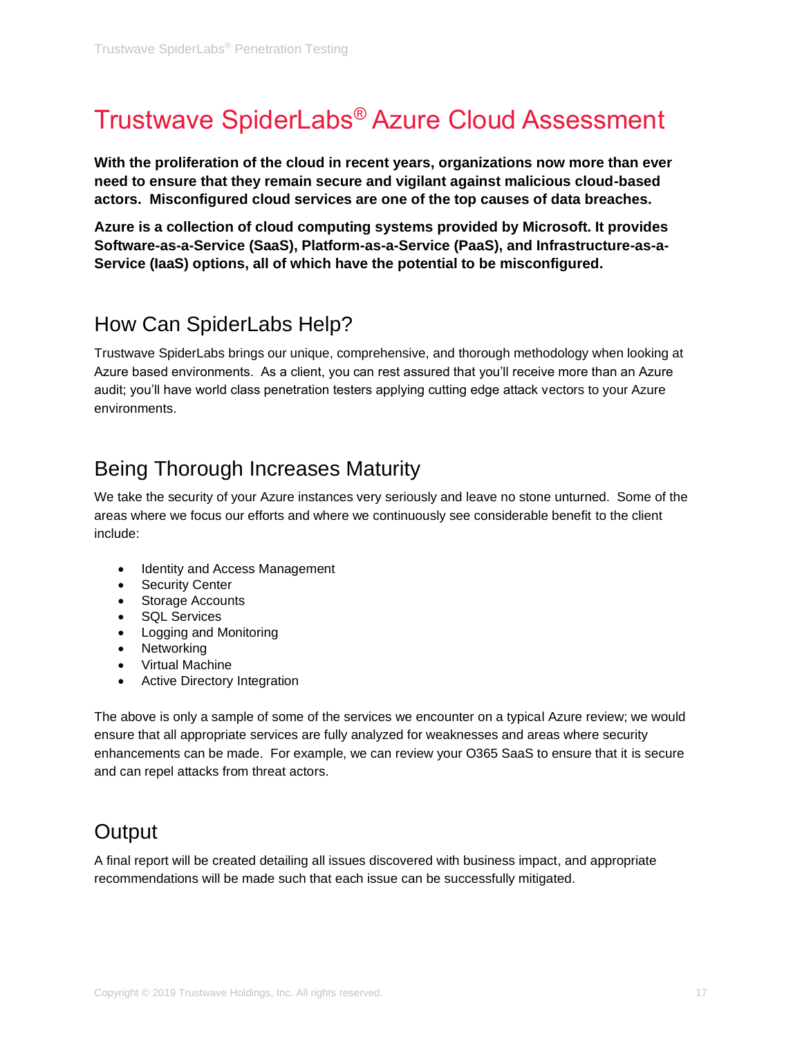# Trustwave SpiderLabs® Azure Cloud Assessment

**With the proliferation of the cloud in recent years, organizations now more than ever need to ensure that they remain secure and vigilant against malicious cloud-based actors. Misconfigured cloud services are one of the top causes of data breaches.**

**Azure is a collection of cloud computing systems provided by Microsoft. It provides Software-as-a-Service (SaaS), Platform-as-a-Service (PaaS), and Infrastructure-as-a-Service (IaaS) options, all of which have the potential to be misconfigured.**

## How Can SpiderLabs Help?

Trustwave SpiderLabs brings our unique, comprehensive, and thorough methodology when looking at Azure based environments. As a client, you can rest assured that you'll receive more than an Azure audit; you'll have world class penetration testers applying cutting edge attack vectors to your Azure environments.

## Being Thorough Increases Maturity

We take the security of your Azure instances very seriously and leave no stone unturned. Some of the areas where we focus our efforts and where we continuously see considerable benefit to the client include:

- Identity and Access Management
- Security Center
- Storage Accounts
- SQL Services
- Logging and Monitoring
- Networking
- Virtual Machine
- Active Directory Integration

The above is only a sample of some of the services we encounter on a typical Azure review; we would ensure that all appropriate services are fully analyzed for weaknesses and areas where security enhancements can be made. For example, we can review your O365 SaaS to ensure that it is secure and can repel attacks from threat actors.

## Output

A final report will be created detailing all issues discovered with business impact, and appropriate recommendations will be made such that each issue can be successfully mitigated.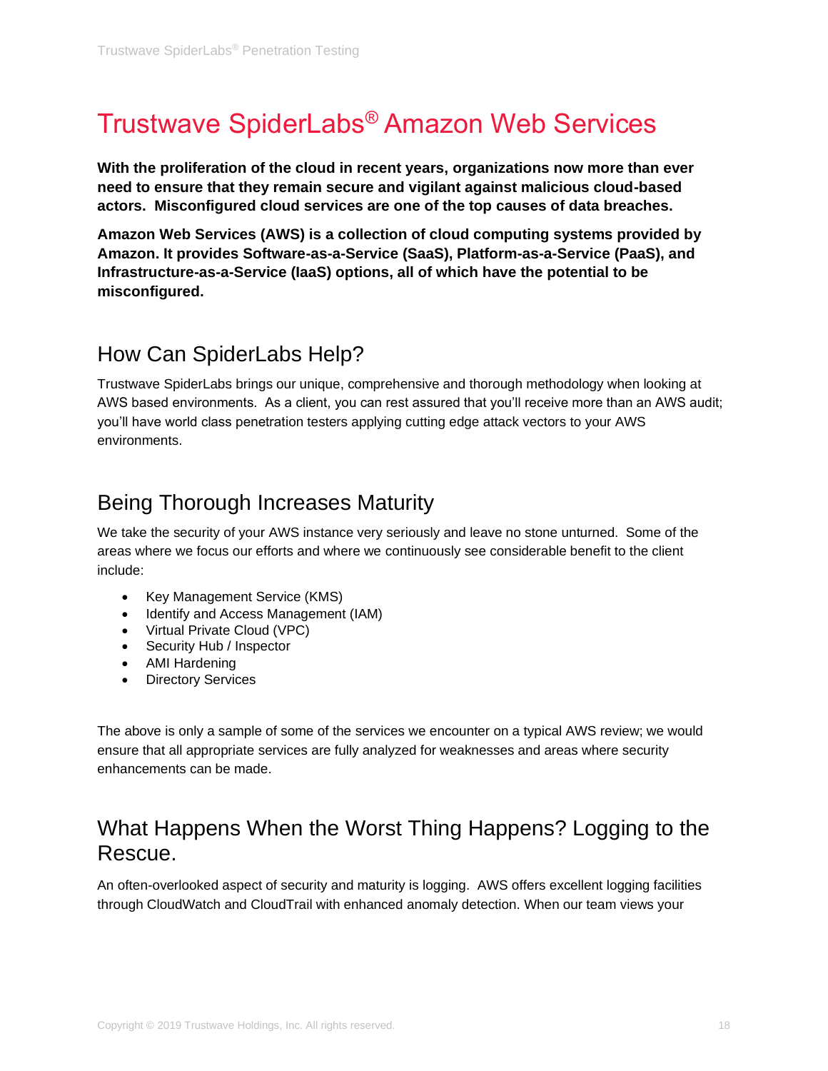# Trustwave SpiderLabs® Amazon Web Services

**With the proliferation of the cloud in recent years, organizations now more than ever need to ensure that they remain secure and vigilant against malicious cloud-based actors. Misconfigured cloud services are one of the top causes of data breaches.**

**Amazon Web Services (AWS) is a collection of cloud computing systems provided by Amazon. It provides Software-as-a-Service (SaaS), Platform-as-a-Service (PaaS), and Infrastructure-as-a-Service (IaaS) options, all of which have the potential to be misconfigured.**

## How Can SpiderLabs Help?

Trustwave SpiderLabs brings our unique, comprehensive and thorough methodology when looking at AWS based environments. As a client, you can rest assured that you'll receive more than an AWS audit; you'll have world class penetration testers applying cutting edge attack vectors to your AWS environments.

## Being Thorough Increases Maturity

We take the security of your AWS instance very seriously and leave no stone unturned. Some of the areas where we focus our efforts and where we continuously see considerable benefit to the client include:

- Key Management Service (KMS)
- Identify and Access Management (IAM)
- Virtual Private Cloud (VPC)
- Security Hub / Inspector
- AMI Hardening
- Directory Services

The above is only a sample of some of the services we encounter on a typical AWS review; we would ensure that all appropriate services are fully analyzed for weaknesses and areas where security enhancements can be made.

## What Happens When the Worst Thing Happens? Logging to the Rescue.

An often-overlooked aspect of security and maturity is logging. AWS offers excellent logging facilities through CloudWatch and CloudTrail with enhanced anomaly detection. When our team views your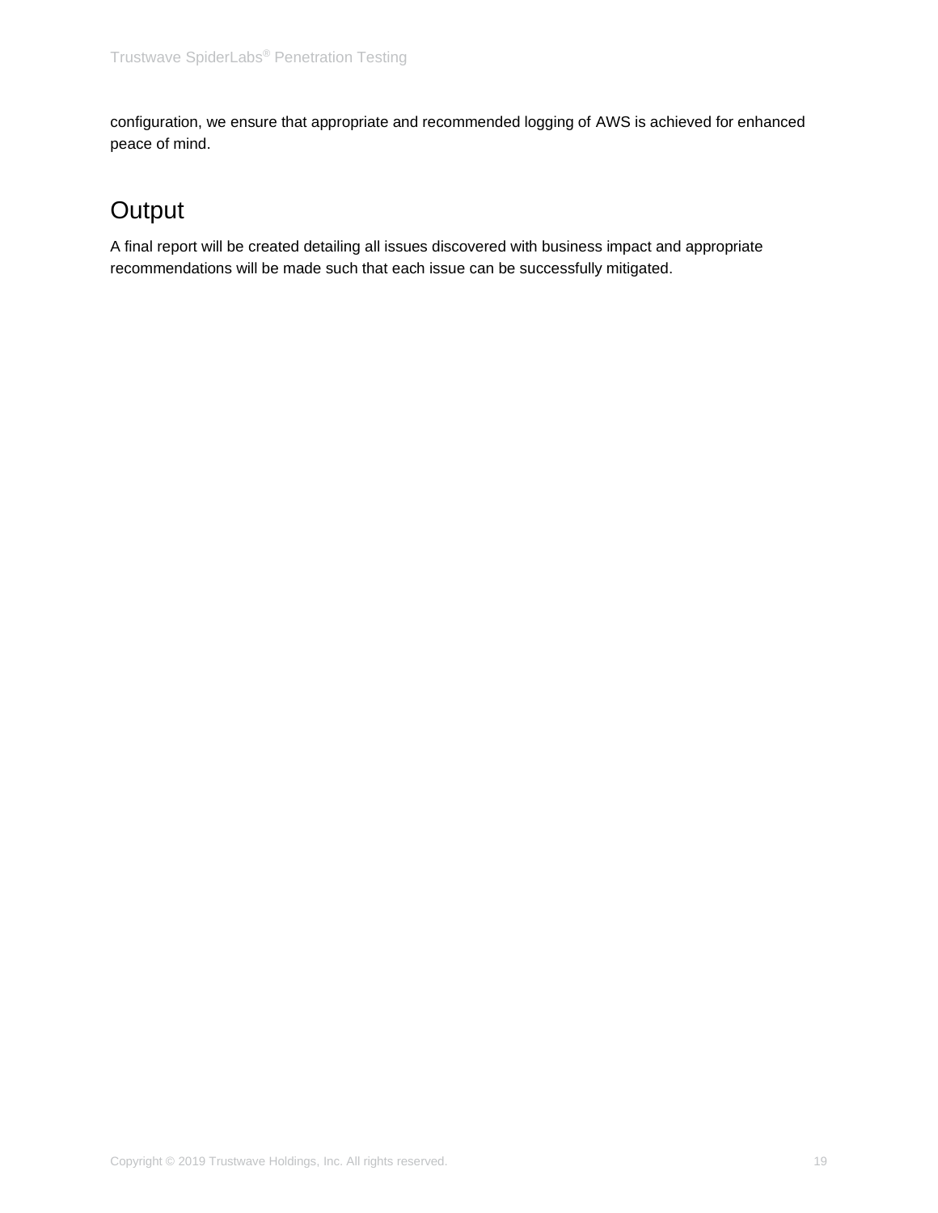configuration, we ensure that appropriate and recommended logging of AWS is achieved for enhanced peace of mind.

## Output

A final report will be created detailing all issues discovered with business impact and appropriate recommendations will be made such that each issue can be successfully mitigated.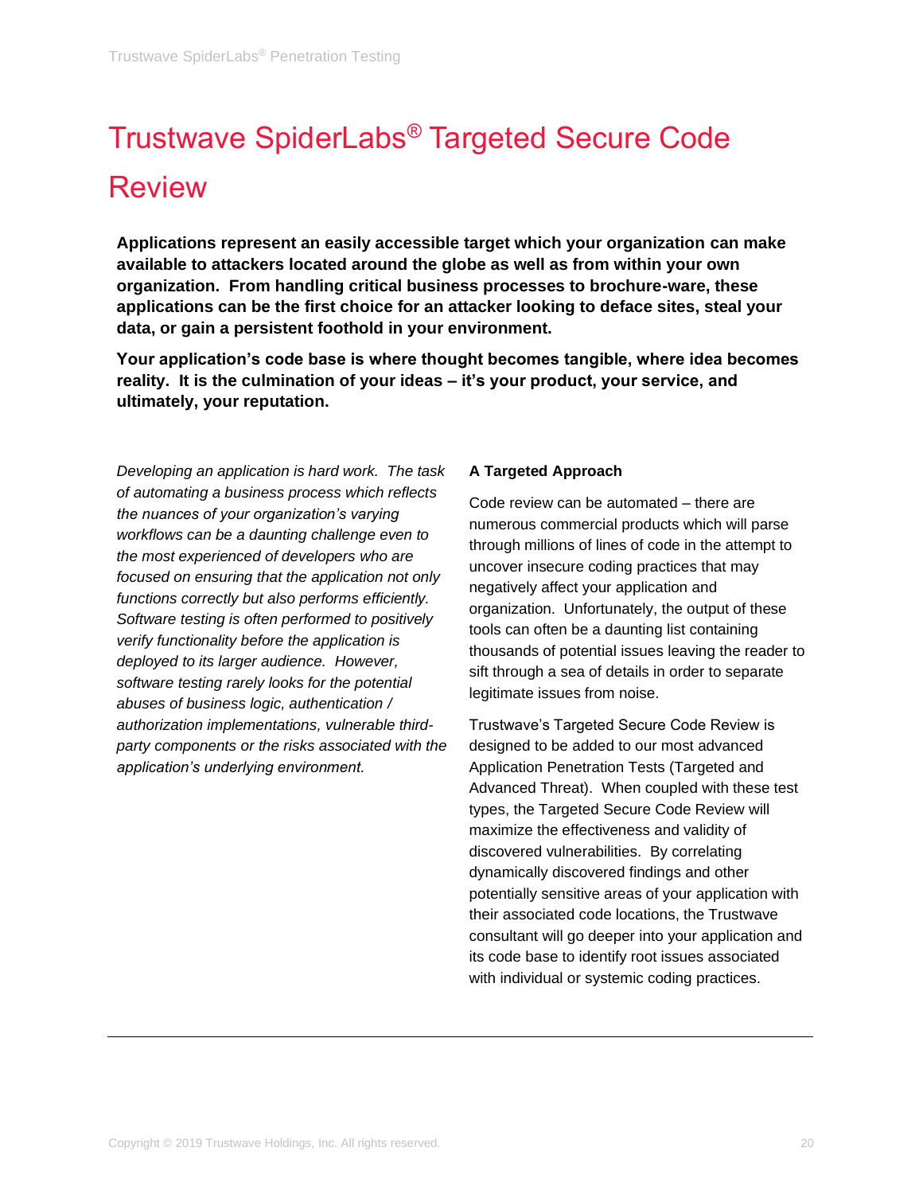# Trustwave SpiderLabs® Targeted Secure Code Review

**Applications represent an easily accessible target which your organization can make available to attackers located around the globe as well as from within your own organization. From handling critical business processes to brochure-ware, these applications can be the first choice for an attacker looking to deface sites, steal your data, or gain a persistent foothold in your environment.**

**Your application's code base is where thought becomes tangible, where idea becomes reality. It is the culmination of your ideas – it's your product, your service, and ultimately, your reputation.**

*Developing an application is hard work. The task of automating a business process which reflects the nuances of your organization's varying workflows can be a daunting challenge even to the most experienced of developers who are focused on ensuring that the application not only functions correctly but also performs efficiently. Software testing is often performed to positively verify functionality before the application is deployed to its larger audience. However, software testing rarely looks for the potential abuses of business logic, authentication / authorization implementations, vulnerable third-party components or the risks associated with the application's underlying environment.*

**A Targeted Approach**

Code review can be automated – there are numerous commercial products which will parse through millions of lines of code in the attempt to uncover insecure coding practices that may negatively affect your application and organization. Unfortunately, the output of these tools can often be a daunting list containing thousands of potential issues leaving the reader to sift through a sea of details in order to separate legitimate issues from noise.

Trustwave's Targeted Secure Code Review is designed to be added to our most advanced Application Penetration Tests (Targeted and Advanced Threat). When coupled with these test types, the Targeted Secure Code Review will maximize the effectiveness and validity of discovered vulnerabilities. By correlating dynamically discovered findings and other potentially sensitive areas of your application with their associated code locations, the Trustwave consultant will go deeper into your application and its code base to identify root issues associated with individual or systemic coding practices.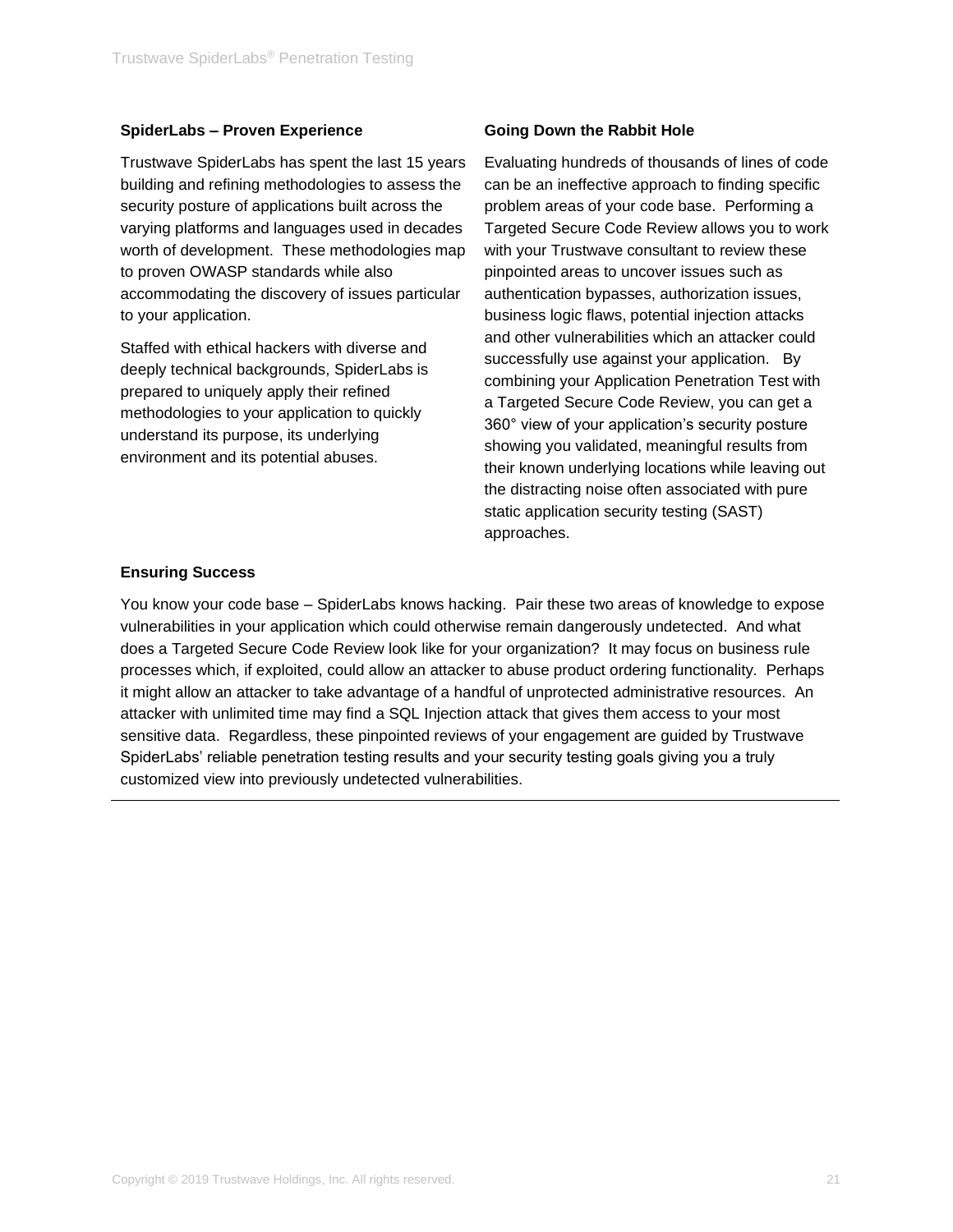**SpiderLabs – Proven Experience**

Trustwave SpiderLabs has spent the last 15 years building and refining methodologies to assess the security posture of applications built across the varying platforms and languages used in decades worth of development. These methodologies map to proven OWASP standards while also accommodating the discovery of issues particular to your application.

Staffed with ethical hackers with diverse and deeply technical backgrounds, SpiderLabs is prepared to uniquely apply their refined methodologies to your application to quickly understand its purpose, its underlying environment and its potential abuses.

**Going Down the Rabbit Hole**

Evaluating hundreds of thousands of lines of code can be an ineffective approach to finding specific problem areas of your code base. Performing a Targeted Secure Code Review allows you to work with your Trustwave consultant to review these pinpointed areas to uncover issues such as authentication bypasses, authorization issues, business logic flaws, potential injection attacks and other vulnerabilities which an attacker could successfully use against your application. By combining your Application Penetration Test with a Targeted Secure Code Review, you can get a 360° view of your application's security posture showing you validated, meaningful results from their known underlying locations while leaving out the distracting noise often associated with pure static application security testing (SAST) approaches.

**Ensuring Success**

You know your code base – SpiderLabs knows hacking. Pair these two areas of knowledge to expose vulnerabilities in your application which could otherwise remain dangerously undetected. And what does a Targeted Secure Code Review look like for your organization? It may focus on business rule processes which, if exploited, could allow an attacker to abuse product ordering functionality. Perhaps it might allow an attacker to take advantage of a handful of unprotected administrative resources. An attacker with unlimited time may find a SQL Injection attack that gives them access to your most sensitive data. Regardless, these pinpointed reviews of your engagement are guided by Trustwave SpiderLabs' reliable penetration testing results and your security testing goals giving you a truly customized view into previously undetected vulnerabilities.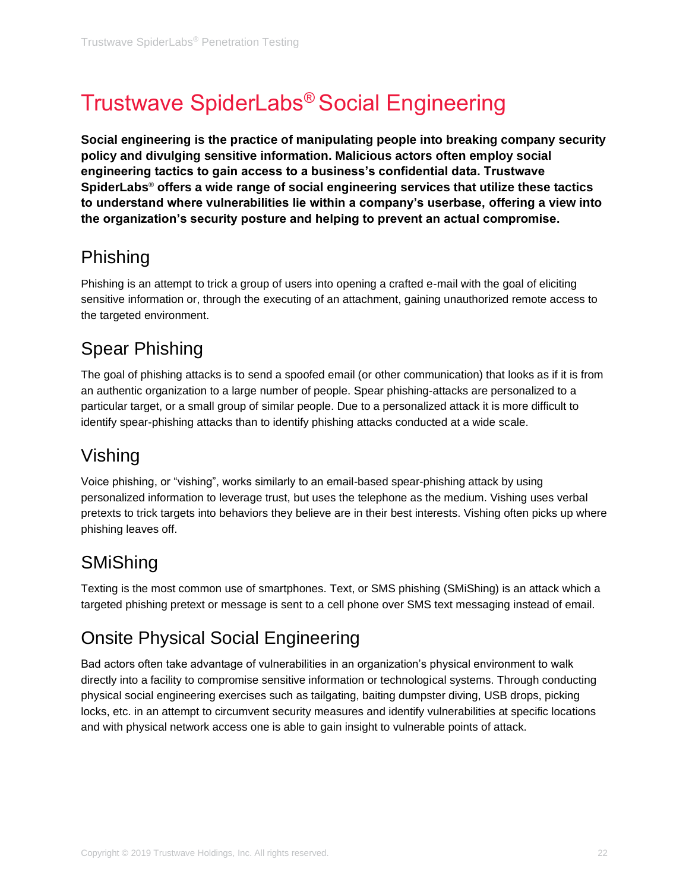# Trustwave SpiderLabs® Social Engineering

**Social engineering is the practice of manipulating people into breaking company security policy and divulging sensitive information. Malicious actors often employ social engineering tactics to gain access to a business's confidential data. Trustwave SpiderLabs® offers a wide range of social engineering services that utilize these tactics to understand where vulnerabilities lie within a company's userbase, offering a view into the organization's security posture and helping to prevent an actual compromise.**

## Phishing

Phishing is an attempt to trick a group of users into opening a crafted e-mail with the goal of eliciting sensitive information or, through the executing of an attachment, gaining unauthorized remote access to the targeted environment.

## Spear Phishing

The goal of phishing attacks is to send a spoofed email (or other communication) that looks as if it is from an authentic organization to a large number of people. Spear phishing-attacks are personalized to a particular target, or a small group of similar people. Due to a personalized attack it is more difficult to identify spear-phishing attacks than to identify phishing attacks conducted at a wide scale.

## Vishing

Voice phishing, or "vishing", works similarly to an email-based spear-phishing attack by using personalized information to leverage trust, but uses the telephone as the medium. Vishing uses verbal pretexts to trick targets into behaviors they believe are in their best interests. Vishing often picks up where phishing leaves off.

## SMiShing

Texting is the most common use of smartphones. Text, or SMS phishing (SMiShing) is an attack which a targeted phishing pretext or message is sent to a cell phone over SMS text messaging instead of email.

## Onsite Physical Social Engineering

Bad actors often take advantage of vulnerabilities in an organization's physical environment to walk directly into a facility to compromise sensitive information or technological systems. Through conducting physical social engineering exercises such as tailgating, baiting dumpster diving, USB drops, picking locks, etc. in an attempt to circumvent security measures and identify vulnerabilities at specific locations and with physical network access one is able to gain insight to vulnerable points of attack.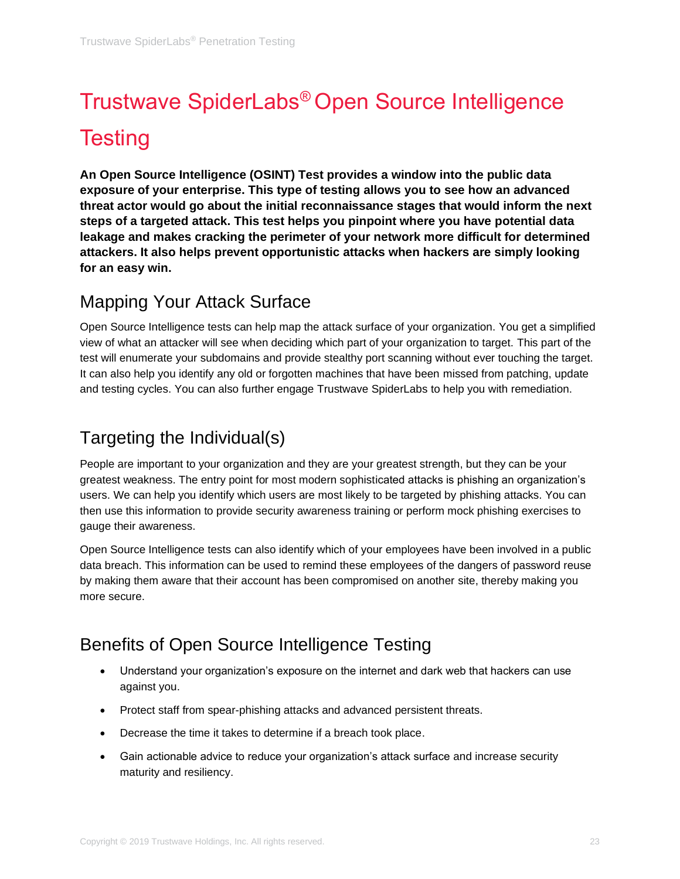# Trustwave SpiderLabs® Open Source Intelligence Testing

**An Open Source Intelligence (OSINT) Test provides a window into the public data exposure of your enterprise. This type of testing allows you to see how an advanced threat actor would go about the initial reconnaissance stages that would inform the next steps of a targeted attack. This test helps you pinpoint where you have potential data leakage and makes cracking the perimeter of your network more difficult for determined attackers. It also helps prevent opportunistic attacks when hackers are simply looking for an easy win.**

## Mapping Your Attack Surface

Open Source Intelligence tests can help map the attack surface of your organization. You get a simplified view of what an attacker will see when deciding which part of your organization to target. This part of the test will enumerate your subdomains and provide stealthy port scanning without ever touching the target. It can also help you identify any old or forgotten machines that have been missed from patching, update and testing cycles. You can also further engage Trustwave SpiderLabs to help you with remediation.

## Targeting the Individual(s)

People are important to your organization and they are your greatest strength, but they can be your greatest weakness. The entry point for most modern sophisticated attacks is phishing an organization's users. We can help you identify which users are most likely to be targeted by phishing attacks. You can then use this information to provide security awareness training or perform mock phishing exercises to gauge their awareness.

Open Source Intelligence tests can also identify which of your employees have been involved in a public data breach. This information can be used to remind these employees of the dangers of password reuse by making them aware that their account has been compromised on another site, thereby making you more secure.

## Benefits of Open Source Intelligence Testing

- Understand your organization's exposure on the internet and dark web that hackers can use against you.
- Protect staff from spear-phishing attacks and advanced persistent threats.
- Decrease the time it takes to determine if a breach took place.
- Gain actionable advice to reduce your organization's attack surface and increase security maturity and resiliency.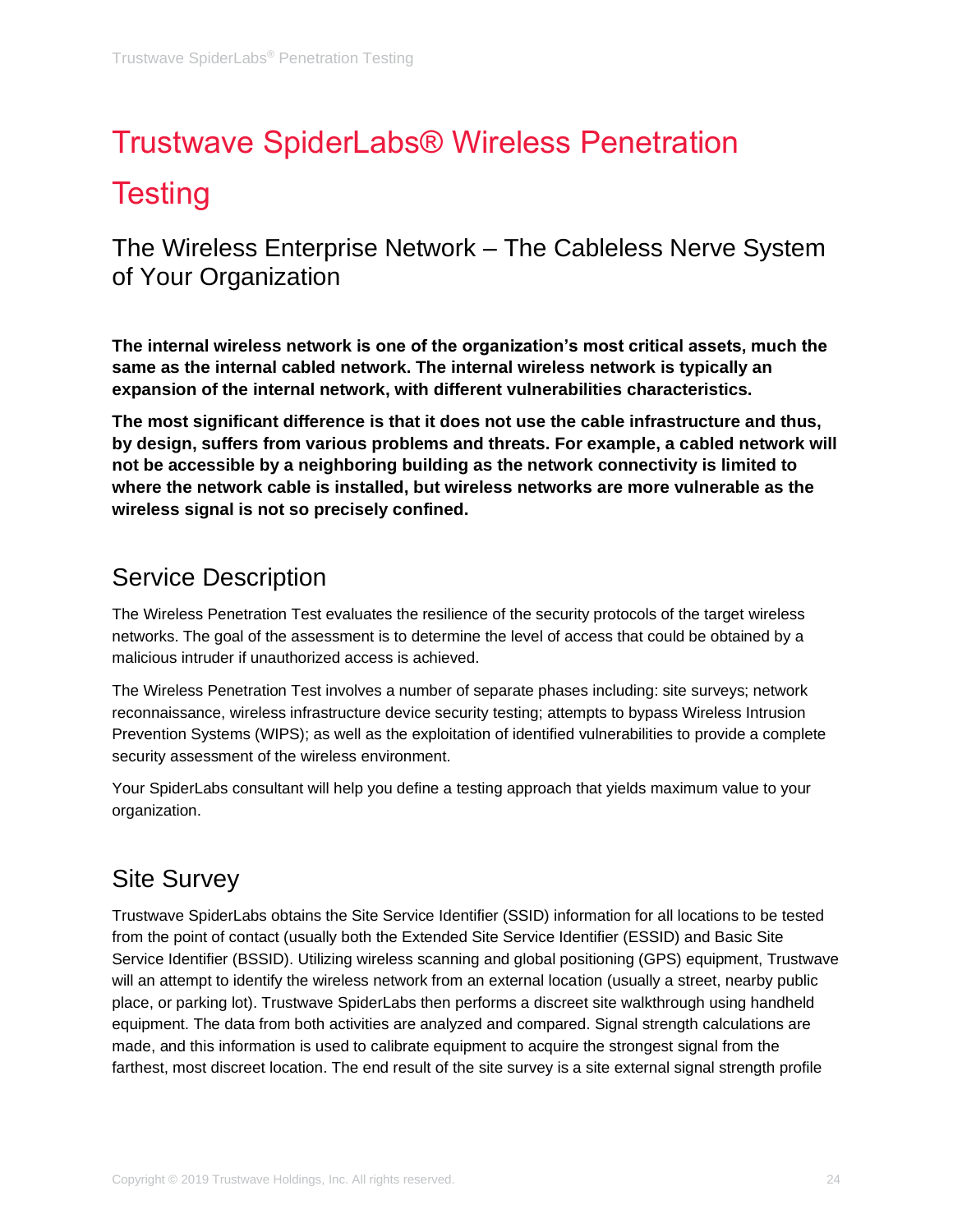# Trustwave SpiderLabs® Wireless Penetration Testing

## The Wireless Enterprise Network – The Cableless Nerve System of Your Organization

**The internal wireless network is one of the organization's most critical assets, much the same as the internal cabled network. The internal wireless network is typically an expansion of the internal network, with different vulnerabilities characteristics.**

**The most significant difference is that it does not use the cable infrastructure and thus, by design, suffers from various problems and threats. For example, a cabled network will not be accessible by a neighboring building as the network connectivity is limited to where the network cable is installed, but wireless networks are more vulnerable as the wireless signal is not so precisely confined.**

## Service Description

The Wireless Penetration Test evaluates the resilience of the security protocols of the target wireless networks. The goal of the assessment is to determine the level of access that could be obtained by a malicious intruder if unauthorized access is achieved.

The Wireless Penetration Test involves a number of separate phases including: site surveys; network reconnaissance, wireless infrastructure device security testing; attempts to bypass Wireless Intrusion Prevention Systems (WIPS); as well as the exploitation of identified vulnerabilities to provide a complete security assessment of the wireless environment.

Your SpiderLabs consultant will help you define a testing approach that yields maximum value to your organization.

## Site Survey

Trustwave SpiderLabs obtains the Site Service Identifier (SSID) information for all locations to be tested from the point of contact (usually both the Extended Site Service Identifier (ESSID) and Basic Site Service Identifier (BSSID). Utilizing wireless scanning and global positioning (GPS) equipment, Trustwave will an attempt to identify the wireless network from an external location (usually a street, nearby public place, or parking lot). Trustwave SpiderLabs then performs a discreet site walkthrough using handheld equipment. The data from both activities are analyzed and compared. Signal strength calculations are made, and this information is used to calibrate equipment to acquire the strongest signal from the farthest, most discreet location. The end result of the site survey is a site external signal strength profile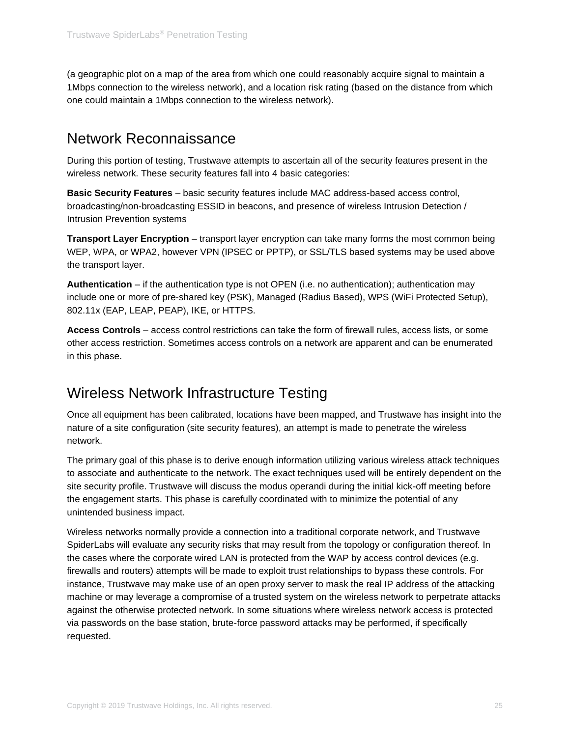(a geographic plot on a map of the area from which one could reasonably acquire signal to maintain a 1Mbps connection to the wireless network), and a location risk rating (based on the distance from which one could maintain a 1Mbps connection to the wireless network).

## Network Reconnaissance

During this portion of testing, Trustwave attempts to ascertain all of the security features present in the wireless network. These security features fall into 4 basic categories:

**Basic Security Features** – basic security features include MAC address-based access control, broadcasting/non-broadcasting ESSID in beacons, and presence of wireless Intrusion Detection / Intrusion Prevention systems

**Transport Layer Encryption** – transport layer encryption can take many forms the most common being WEP, WPA, or WPA2, however VPN (IPSEC or PPTP), or SSL/TLS based systems may be used above the transport layer.

**Authentication** – if the authentication type is not OPEN (i.e. no authentication); authentication may include one or more of pre-shared key (PSK), Managed (Radius Based), WPS (WiFi Protected Setup), 802.11x (EAP, LEAP, PEAP), IKE, or HTTPS.

**Access Controls** – access control restrictions can take the form of firewall rules, access lists, or some other access restriction. Sometimes access controls on a network are apparent and can be enumerated in this phase.

## Wireless Network Infrastructure Testing

Once all equipment has been calibrated, locations have been mapped, and Trustwave has insight into the nature of a site configuration (site security features), an attempt is made to penetrate the wireless network.

The primary goal of this phase is to derive enough information utilizing various wireless attack techniques to associate and authenticate to the network. The exact techniques used will be entirely dependent on the site security profile. Trustwave will discuss the modus operandi during the initial kick-off meeting before the engagement starts. This phase is carefully coordinated with to minimize the potential of any unintended business impact.

Wireless networks normally provide a connection into a traditional corporate network, and Trustwave SpiderLabs will evaluate any security risks that may result from the topology or configuration thereof. In the cases where the corporate wired LAN is protected from the WAP by access control devices (e.g. firewalls and routers) attempts will be made to exploit trust relationships to bypass these controls. For instance, Trustwave may make use of an open proxy server to mask the real IP address of the attacking machine or may leverage a compromise of a trusted system on the wireless network to perpetrate attacks against the otherwise protected network. In some situations where wireless network access is protected via passwords on the base station, brute-force password attacks may be performed, if specifically requested.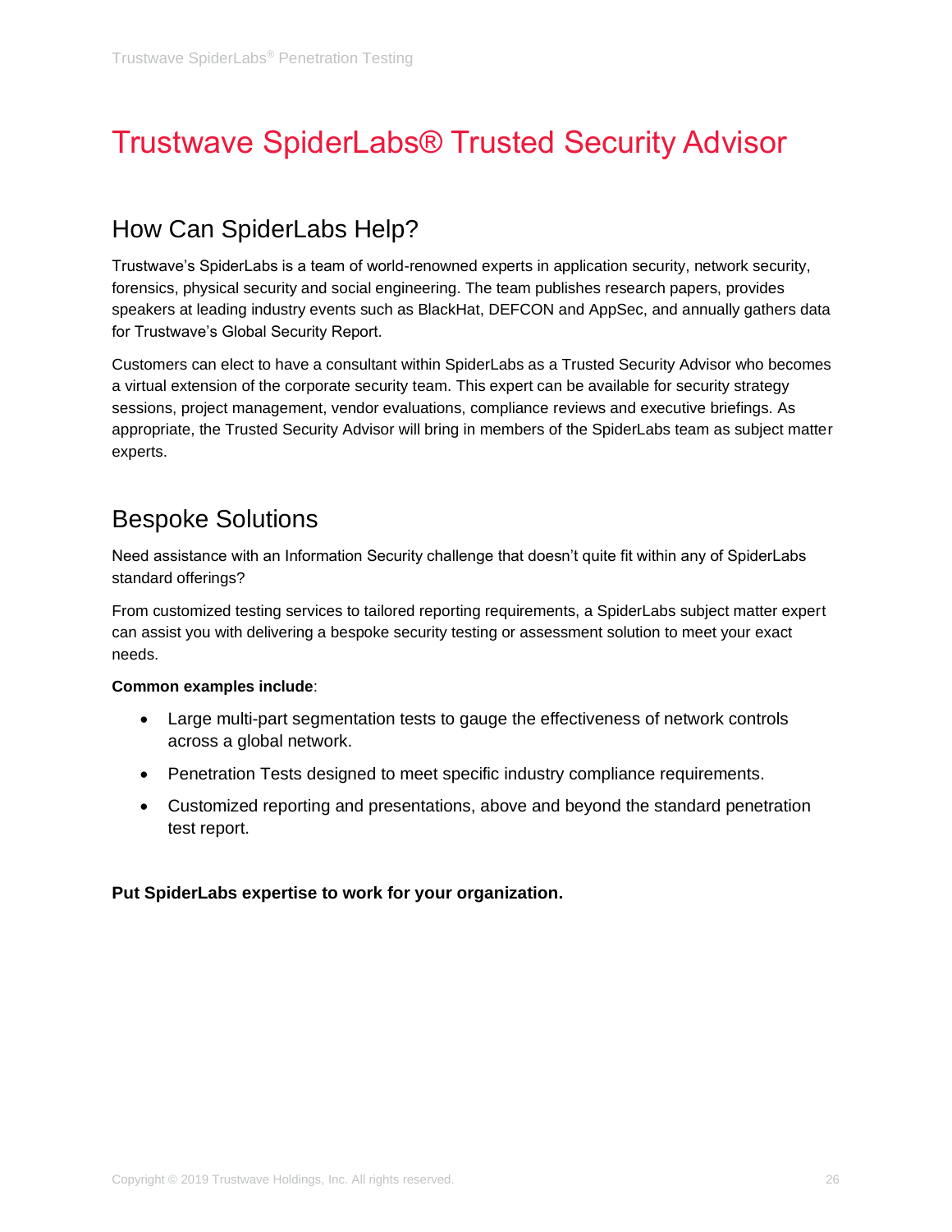# Trustwave SpiderLabs® Trusted Security Advisor

## How Can SpiderLabs Help?

Trustwave's SpiderLabs is a team of world-renowned experts in application security, network security, forensics, physical security and social engineering. The team publishes research papers, provides speakers at leading industry events such as BlackHat, DEFCON and AppSec, and annually gathers data for Trustwave's Global Security Report.

Customers can elect to have a consultant within SpiderLabs as a Trusted Security Advisor who becomes a virtual extension of the corporate security team. This expert can be available for security strategy sessions, project management, vendor evaluations, compliance reviews and executive briefings. As appropriate, the Trusted Security Advisor will bring in members of the SpiderLabs team as subject matter experts.

## Bespoke Solutions

Need assistance with an Information Security challenge that doesn't quite fit within any of SpiderLabs standard offerings?

From customized testing services to tailored reporting requirements, a SpiderLabs subject matter expert can assist you with delivering a bespoke security testing or assessment solution to meet your exact needs.

**Common examples include**:

- Large multi-part segmentation tests to gauge the effectiveness of network controls across a global network.
- Penetration Tests designed to meet specific industry compliance requirements.
- Customized reporting and presentations, above and beyond the standard penetration test report.

**Put SpiderLabs expertise to work for your organization.**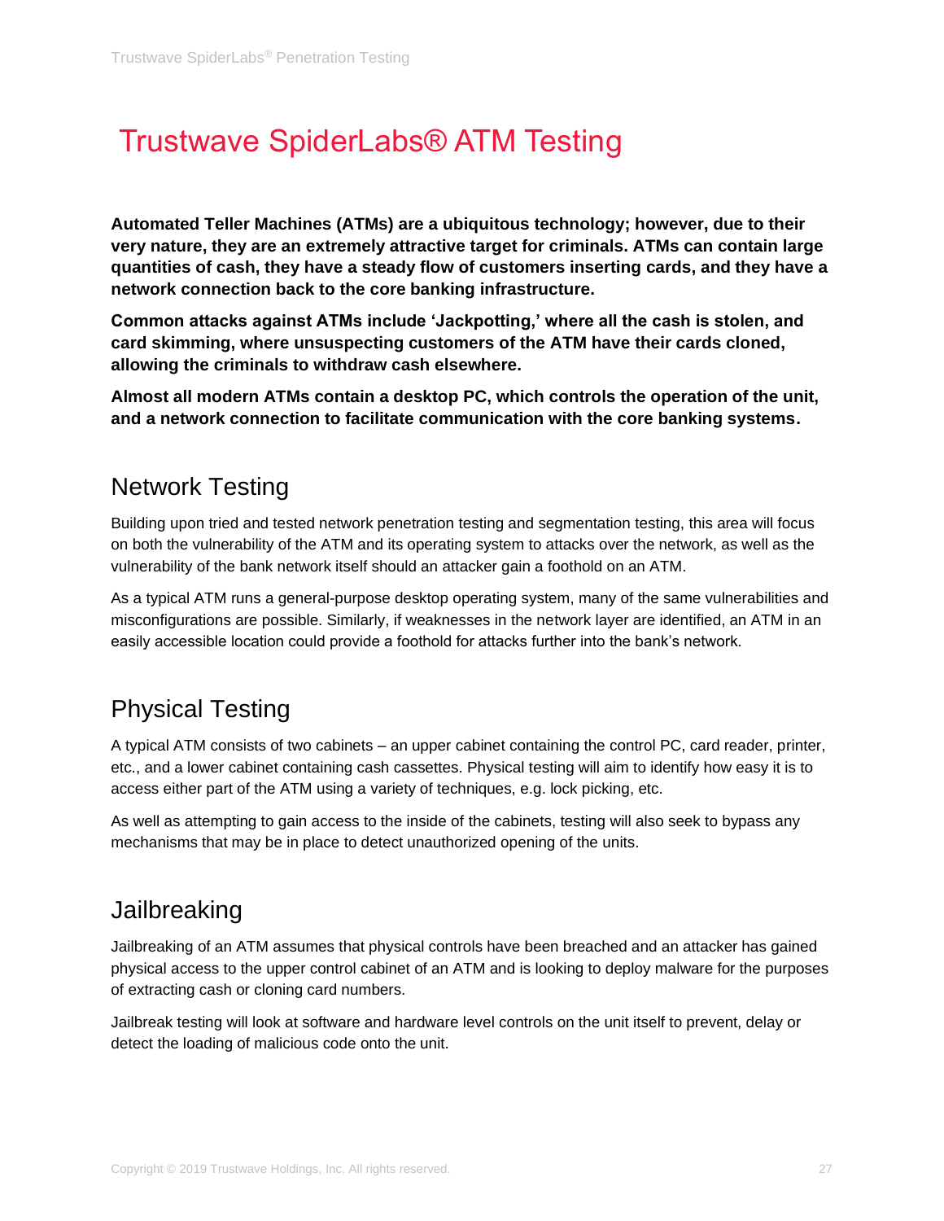# Trustwave SpiderLabs® ATM Testing

**Automated Teller Machines (ATMs) are a ubiquitous technology; however, due to their very nature, they are an extremely attractive target for criminals. ATMs can contain large quantities of cash, they have a steady flow of customers inserting cards, and they have a network connection back to the core banking infrastructure.**

**Common attacks against ATMs include 'Jackpotting,' where all the cash is stolen, and card skimming, where unsuspecting customers of the ATM have their cards cloned, allowing the criminals to withdraw cash elsewhere.**

**Almost all modern ATMs contain a desktop PC, which controls the operation of the unit, and a network connection to facilitate communication with the core banking systems.**

## Network Testing

Building upon tried and tested network penetration testing and segmentation testing, this area will focus on both the vulnerability of the ATM and its operating system to attacks over the network, as well as the vulnerability of the bank network itself should an attacker gain a foothold on an ATM.

As a typical ATM runs a general-purpose desktop operating system, many of the same vulnerabilities and misconfigurations are possible. Similarly, if weaknesses in the network layer are identified, an ATM in an easily accessible location could provide a foothold for attacks further into the bank's network.

## Physical Testing

A typical ATM consists of two cabinets – an upper cabinet containing the control PC, card reader, printer, etc., and a lower cabinet containing cash cassettes. Physical testing will aim to identify how easy it is to access either part of the ATM using a variety of techniques, e.g. lock picking, etc.

As well as attempting to gain access to the inside of the cabinets, testing will also seek to bypass any mechanisms that may be in place to detect unauthorized opening of the units.

## Jailbreaking

Jailbreaking of an ATM assumes that physical controls have been breached and an attacker has gained physical access to the upper control cabinet of an ATM and is looking to deploy malware for the purposes of extracting cash or cloning card numbers.

Jailbreak testing will look at software and hardware level controls on the unit itself to prevent, delay or detect the loading of malicious code onto the unit.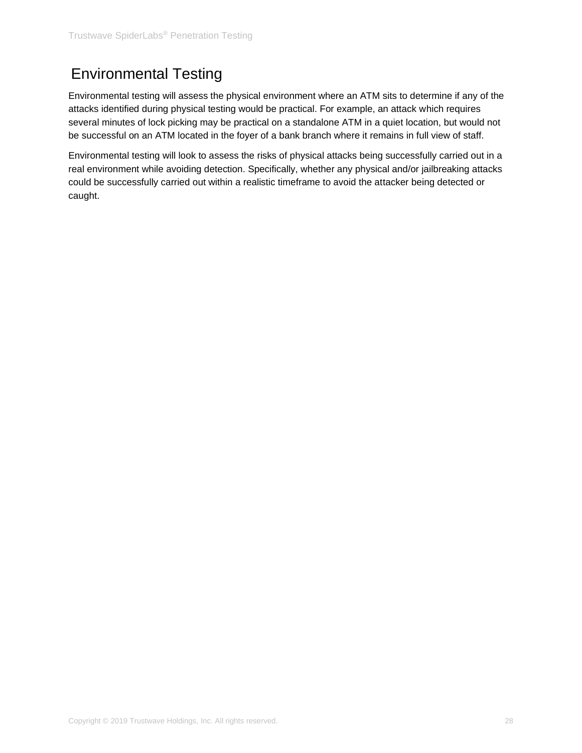# Environmental Testing

Environmental testing will assess the physical environment where an ATM sits to determine if any of the attacks identified during physical testing would be practical. For example, an attack which requires several minutes of lock picking may be practical on a standalone ATM in a quiet location, but would not be successful on an ATM located in the foyer of a bank branch where it remains in full view of staff.

Environmental testing will look to assess the risks of physical attacks being successfully carried out in a real environment while avoiding detection. Specifically, whether any physical and/or jailbreaking attacks could be successfully carried out within a realistic timeframe to avoid the attacker being detected or caught.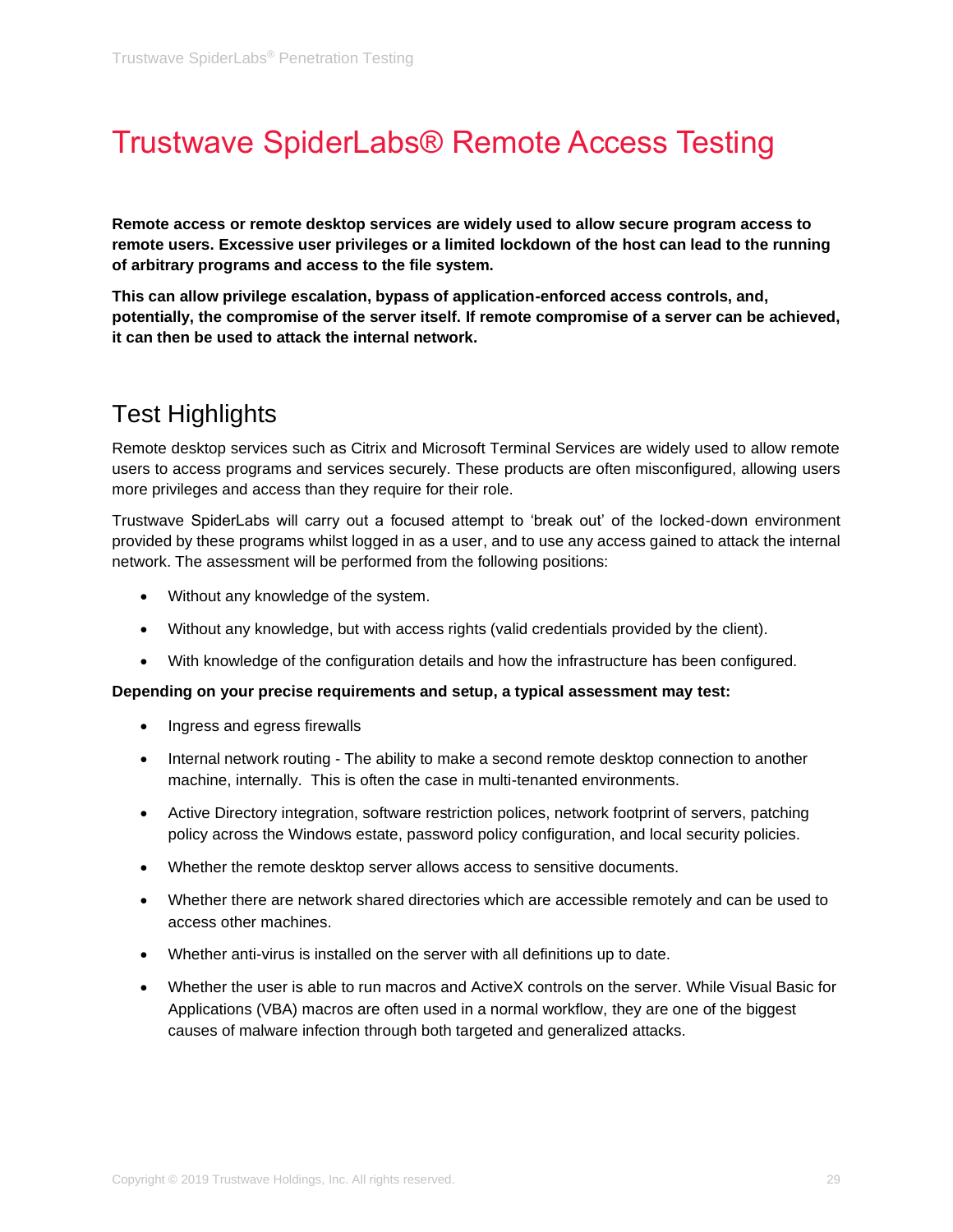# Trustwave SpiderLabs® Remote Access Testing

**Remote access or remote desktop services are widely used to allow secure program access to remote users. Excessive user privileges or a limited lockdown of the host can lead to the running of arbitrary programs and access to the file system.**

**This can allow privilege escalation, bypass of application-enforced access controls, and, potentially, the compromise of the server itself. If remote compromise of a server can be achieved, it can then be used to attack the internal network.**

## Test Highlights

Remote desktop services such as Citrix and Microsoft Terminal Services are widely used to allow remote users to access programs and services securely. These products are often misconfigured, allowing users more privileges and access than they require for their role.

Trustwave SpiderLabs will carry out a focused attempt to 'break out' of the locked-down environment provided by these programs whilst logged in as a user, and to use any access gained to attack the internal network. The assessment will be performed from the following positions:

- Without any knowledge of the system.
- Without any knowledge, but with access rights (valid credentials provided by the client).
- With knowledge of the configuration details and how the infrastructure has been configured.

**Depending on your precise requirements and setup, a typical assessment may test:**

- Ingress and egress firewalls
- Internal network routing - The ability to make a second remote desktop connection to another machine, internally. This is often the case in multi-tenanted environments.
- Active Directory integration, software restriction polices, network footprint of servers, patching policy across the Windows estate, password policy configuration, and local security policies.
- Whether the remote desktop server allows access to sensitive documents.
- Whether there are network shared directories which are accessible remotely and can be used to access other machines.
- Whether anti-virus is installed on the server with all definitions up to date.
- Whether the user is able to run macros and ActiveX controls on the server. While Visual Basic for Applications (VBA) macros are often used in a normal workflow, they are one of the biggest causes of malware infection through both targeted and generalized attacks.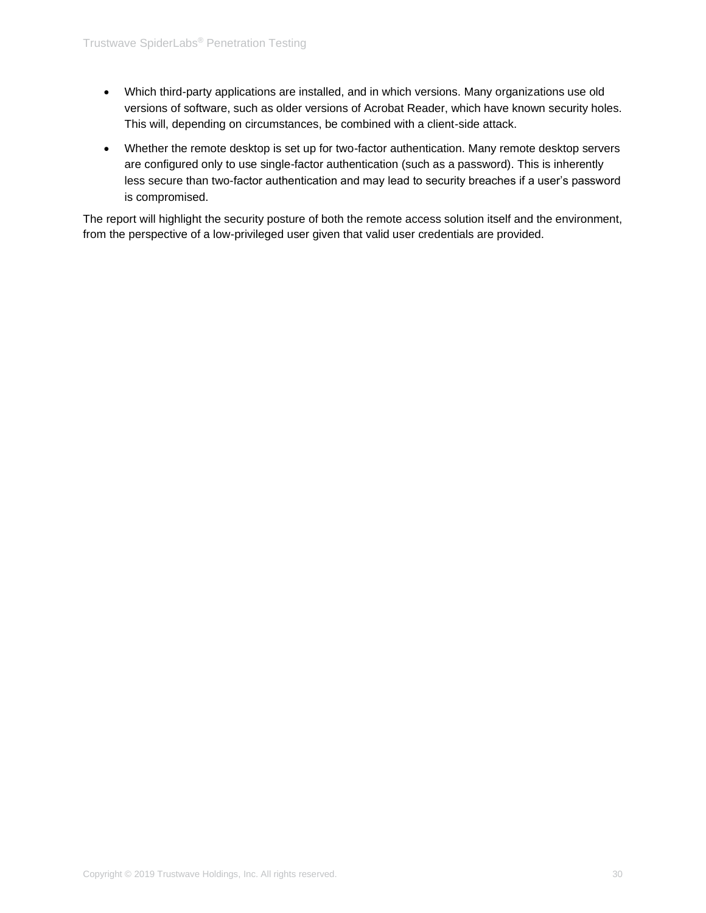- Which third-party applications are installed, and in which versions. Many organizations use old versions of software, such as older versions of Acrobat Reader, which have known security holes. This will, depending on circumstances, be combined with a client-side attack.
- Whether the remote desktop is set up for two-factor authentication. Many remote desktop servers are configured only to use single-factor authentication (such as a password). This is inherently less secure than two-factor authentication and may lead to security breaches if a user's password is compromised.

The report will highlight the security posture of both the remote access solution itself and the environment, from the perspective of a low-privileged user given that valid user credentials are provided.